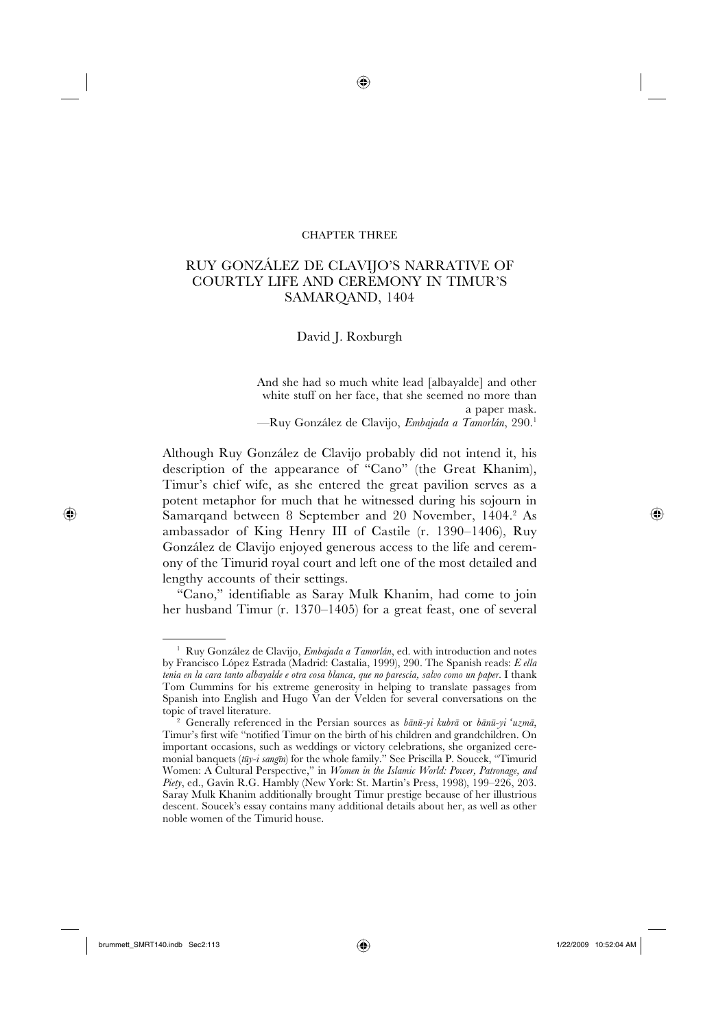CHAPTER THREE

# RUY GONZÁLEZ DE CLAVIJO'S NARRATIVE OF COURTLY LIFE AND CEREMONY IN TIMUR'S SAMARQAND, 1404

David J. Roxburgh

> And she had so much white lead [albayalde] and other white stuff on her face, that she seemed no more than a paper mask.
> —Ruy González de Clavijo, *Embajada a Tamorlán*, 290.[1]

Although Ruy González de Clavijo probably did not intend it, his description of the appearance of "Cano" (the Great Khanim), Timur's chief wife, as she entered the great pavilion serves as a potent metaphor for much that he witnessed during his sojourn in Samarqand between 8 September and 20 November, 1404.[2] As ambassador of King Henry III of Castile (r. 1390–1406), Ruy González de Clavijo enjoyed generous access to the life and ceremony of the Timurid royal court and left one of the most detailed and lengthy accounts of their settings.

"Cano," identifiable as Saray Mulk Khanim, had come to join her husband Timur (r. 1370–1405) for a great feast, one of several

---

[1] Ruy González de Clavijo, *Embajada a Tamorlán*, ed. with introduction and notes by Francisco López Estrada (Madrid: Castalia, 1999), 290. The Spanish reads: *E ella tenía en la cara tanto albayalde e otra cosa blanca, que no parescía, salvo como un paper*. I thank Tom Cummins for his extreme generosity in helping to translate passages from Spanish into English and Hugo Van der Velden for several conversations on the topic of travel literature.

[2] Generally referenced in the Persian sources as *bānū-yi kubrā* or *bānū-yi ʿuẓmā*, Timur's first wife "notified Timur on the birth of his children and grandchildren. On important occasions, such as weddings or victory celebrations, she organized ceremonial banquets (*tūy-i sangīn*) for the whole family." See Priscilla P. Soucek, "Timurid Women: A Cultural Perspective," in *Women in the Islamic World: Power, Patronage, and Piety*, ed., Gavin R.G. Hambly (New York: St. Martin's Press, 1998), 199–226, 203. Saray Mulk Khanim additionally brought Timur prestige because of her illustrious descent. Soucek's essay contains many additional details about her, as well as other noble women of the Timurid house.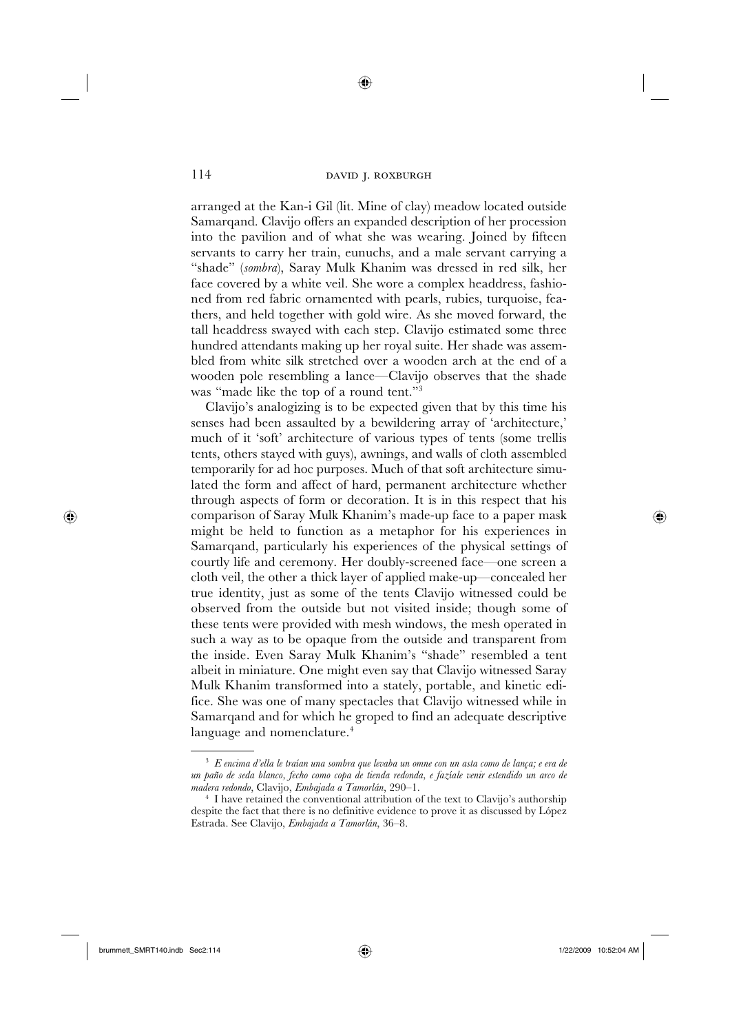arranged at the Kan-i Gil (lit. Mine of clay) meadow located outside Samarqand. Clavijo offers an expanded description of her procession into the pavilion and of what she was wearing. Joined by fifteen servants to carry her train, eunuchs, and a male servant carrying a "shade" (*sombra*), Saray Mulk Khanim was dressed in red silk, her face covered by a white veil. She wore a complex headdress, fashioned from red fabric ornamented with pearls, rubies, turquoise, feathers, and held together with gold wire. As she moved forward, the tall headdress swayed with each step. Clavijo estimated some three hundred attendants making up her royal suite. Her shade was assembled from white silk stretched over a wooden arch at the end of a wooden pole resembling a lance—Clavijo observes that the shade was "made like the top of a round tent."[3]

Clavijo's analogizing is to be expected given that by this time his senses had been assaulted by a bewildering array of 'architecture,' much of it 'soft' architecture of various types of tents (some trellis tents, others stayed with guys), awnings, and walls of cloth assembled temporarily for ad hoc purposes. Much of that soft architecture simulated the form and affect of hard, permanent architecture whether through aspects of form or decoration. It is in this respect that his comparison of Saray Mulk Khanim's made-up face to a paper mask might be held to function as a metaphor for his experiences in Samarqand, particularly his experiences of the physical settings of courtly life and ceremony. Her doubly-screened face—one screen a cloth veil, the other a thick layer of applied make-up—concealed her true identity, just as some of the tents Clavijo witnessed could be observed from the outside but not visited inside; though some of these tents were provided with mesh windows, the mesh operated in such a way as to be opaque from the outside and transparent from the inside. Even Saray Mulk Khanim's "shade" resembled a tent albeit in miniature. One might even say that Clavijo witnessed Saray Mulk Khanim transformed into a stately, portable, and kinetic edifice. She was one of many spectacles that Clavijo witnessed while in Samarqand and for which he groped to find an adequate descriptive language and nomenclature.[4]

---

[3] *E encima d'ella le traían una sombra que levaba un omne con un asta como de lança; e era de un paño de seda blanco, fecho como copa de tienda redonda, e fazíale venir estendido un arco de madera redondo*, Clavijo, *Embajada a Tamorlán*, 290–1.

[4] I have retained the conventional attribution of the text to Clavijo's authorship despite the fact that there is no definitive evidence to prove it as discussed by López Estrada. See Clavijo, *Embajada a Tamorlán*, 36–8.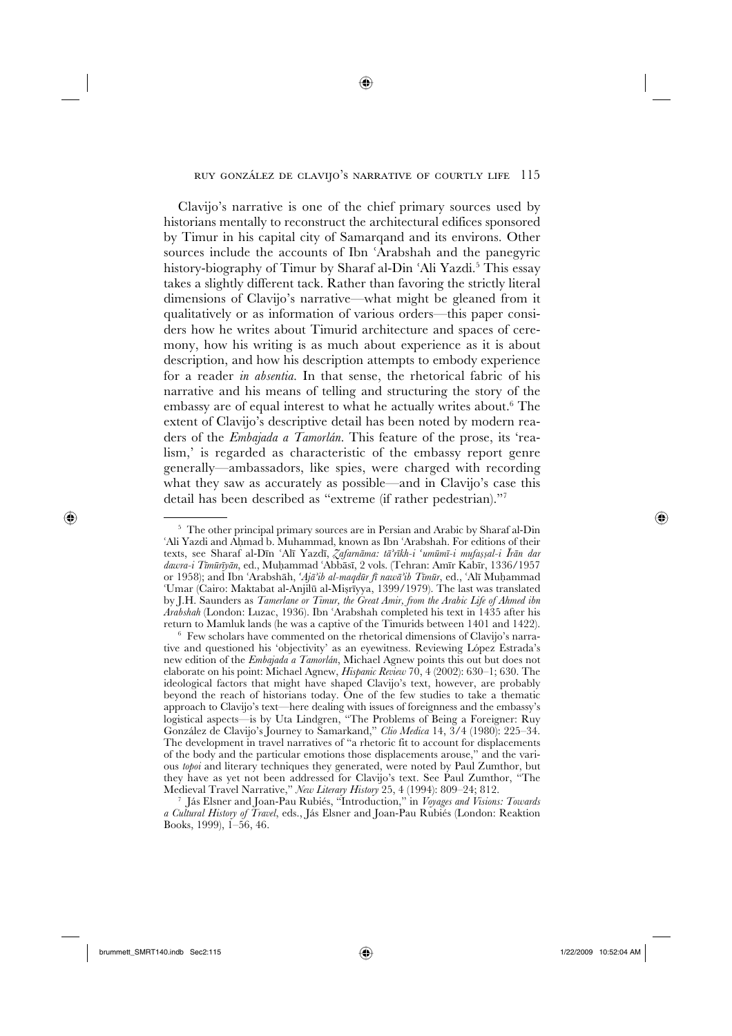Clavijo's narrative is one of the chief primary sources used by historians mentally to reconstruct the architectural edifices sponsored by Timur in his capital city of Samarqand and its environs. Other sources include the accounts of Ibn ʿArabshah and the panegyric history-biography of Timur by Sharaf al-Din ʿAli Yazdi.[5] This essay takes a slightly different tack. Rather than favoring the strictly literal dimensions of Clavijo's narrative—what might be gleaned from it qualitatively or as information of various orders—this paper considers how he writes about Timurid architecture and spaces of ceremony, how his writing is as much about experience as it is about description, and how his description attempts to embody experience for a reader *in absentia*. In that sense, the rhetorical fabric of his narrative and his means of telling and structuring the story of the embassy are of equal interest to what he actually writes about.[6] The extent of Clavijo's descriptive detail has been noted by modern readers of the *Embajada a Tamorlán*. This feature of the prose, its 'realism,' is regarded as characteristic of the embassy report genre generally—ambassadors, like spies, were charged with recording what they saw as accurately as possible—and in Clavijo's case this detail has been described as "extreme (if rather pedestrian)."[7]

---

[5] The other principal primary sources are in Persian and Arabic by Sharaf al-Din ʿAli Yazdi and Aḥmad b. Muhammad, known as Ibn ʿArabshah. For editions of their texts, see Sharaf al-Dīn ʿAlī Yazdī, *Ẓafarnāma: tā'rīkh-i ʿumūmī-i mufaṣṣal-i Īrān dar dawra-i Tīmūrīyān*, ed., Muḥammad ʿAbbāsī, 2 vols. (Tehran: Amīr Kabīr, 1336/1957 or 1958); and Ibn ʿArabshāh, *ʿAjā'ib al-maqdūr fī nawā'ib Tīmūr*, ed., ʿAlī Muḥammad ʿUmar (Cairo: Maktabat al-Anjilū al-Miṣrīyya, 1399/1979). The last was translated by J.H. Saunders as *Tamerlane or Timur, the Great Amir, from the Arabic Life of Ahmed ibn Arabshah* (London: Luzac, 1936). Ibn ʿArabshah completed his text in 1435 after his return to Mamluk lands (he was a captive of the Timurids between 1401 and 1422).

[6] Few scholars have commented on the rhetorical dimensions of Clavijo's narrative and questioned his 'objectivity' as an eyewitness. Reviewing López Estrada's new edition of the *Embajada a Tamorlán*, Michael Agnew points this out but does not elaborate on his point: Michael Agnew, *Hispanic Review* 70, 4 (2002): 630–1; 630. The ideological factors that might have shaped Clavijo's text, however, are probably beyond the reach of historians today. One of the few studies to take a thematic approach to Clavijo's text—here dealing with issues of foreignness and the embassy's logistical aspects—is by Uta Lindgren, "The Problems of Being a Foreigner: Ruy González de Clavijo's Journey to Samarkand," *Clio Medica* 14, 3/4 (1980): 225–34. The development in travel narratives of "a rhetoric fit to account for displacements of the body and the particular emotions those displacements arouse," and the various *topoi* and literary techniques they generated, were noted by Paul Zumthor, but they have as yet not been addressed for Clavijo's text. See Paul Zumthor, "The Medieval Travel Narrative," *New Literary History* 25, 4 (1994): 809–24; 812.

[7] Jás Elsner and Joan-Pau Rubiés, "Introduction," in *Voyages and Visions: Towards a Cultural History of Travel*, eds., Jás Elsner and Joan-Pau Rubiés (London: Reaktion Books, 1999), 1–56, 46.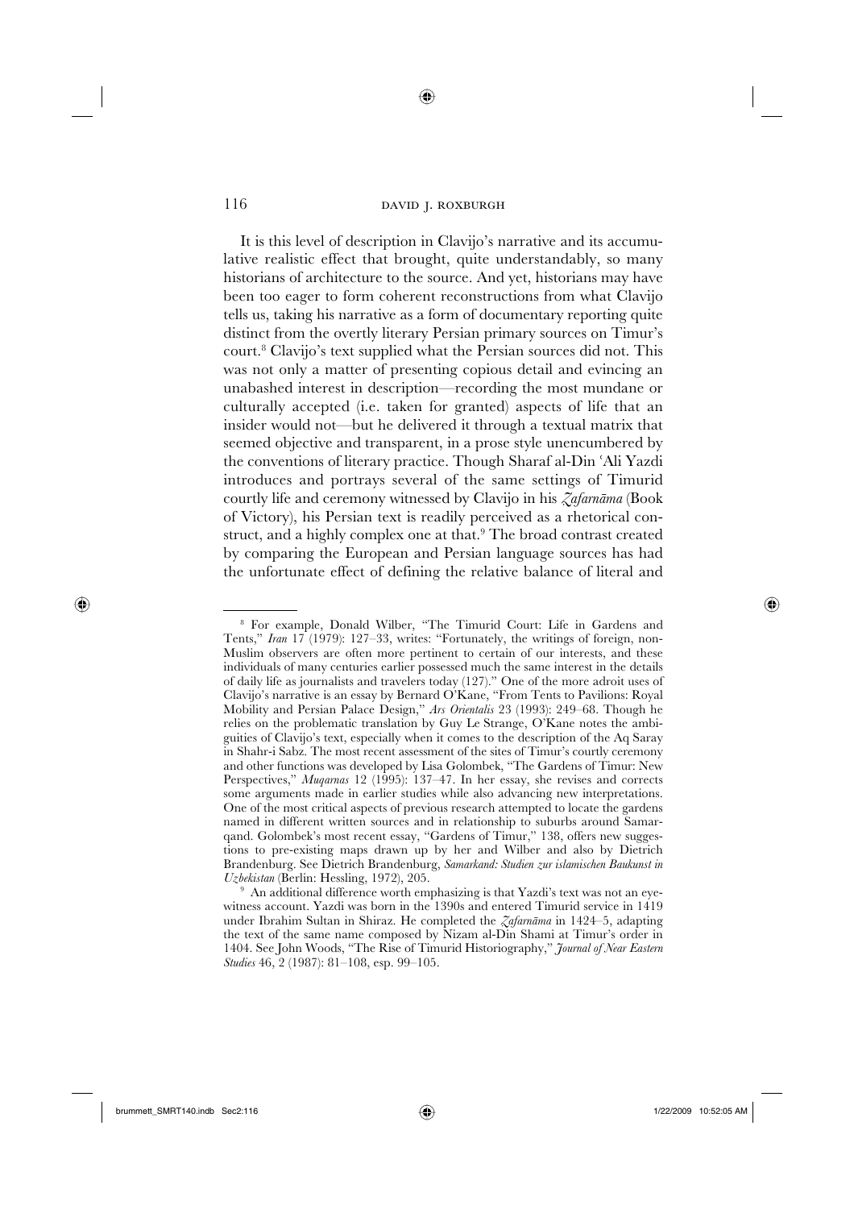It is this level of description in Clavijo's narrative and its accumulative realistic effect that brought, quite understandably, so many historians of architecture to the source. And yet, historians may have been too eager to form coherent reconstructions from what Clavijo tells us, taking his narrative as a form of documentary reporting quite distinct from the overtly literary Persian primary sources on Timur's court.[8] Clavijo's text supplied what the Persian sources did not. This was not only a matter of presenting copious detail and evincing an unabashed interest in description—recording the most mundane or culturally accepted (i.e. taken for granted) aspects of life that an insider would not—but he delivered it through a textual matrix that seemed objective and transparent, in a prose style unencumbered by the conventions of literary practice. Though Sharaf al-Din ʿAli Yazdi introduces and portrays several of the same settings of Timurid courtly life and ceremony witnessed by Clavijo in his *Zafarnāma* (Book of Victory), his Persian text is readily perceived as a rhetorical construct, and a highly complex one at that.[9] The broad contrast created by comparing the European and Persian language sources has had the unfortunate effect of defining the relative balance of literal and

---

[8] For example, Donald Wilber, "The Timurid Court: Life in Gardens and Tents," *Iran* 17 (1979): 127–33, writes: "Fortunately, the writings of foreign, non-Muslim observers are often more pertinent to certain of our interests, and these individuals of many centuries earlier possessed much the same interest in the details of daily life as journalists and travelers today (127)." One of the more adroit uses of Clavijo's narrative is an essay by Bernard O'Kane, "From Tents to Pavilions: Royal Mobility and Persian Palace Design," *Ars Orientalis* 23 (1993): 249–68. Though he relies on the problematic translation by Guy Le Strange, O'Kane notes the ambiguities of Clavijo's text, especially when it comes to the description of the Aq Saray in Shahr-i Sabz. The most recent assessment of the sites of Timur's courtly ceremony and other functions was developed by Lisa Golombek, "The Gardens of Timur: New Perspectives," *Muqarnas* 12 (1995): 137–47. In her essay, she revises and corrects some arguments made in earlier studies while also advancing new interpretations. One of the most critical aspects of previous research attempted to locate the gardens named in different written sources and in relationship to suburbs around Samarqand. Golombek's most recent essay, "Gardens of Timur," 138, offers new suggestions to pre-existing maps drawn up by her and Wilber and also by Dietrich Brandenburg. See Dietrich Brandenburg, *Samarkand: Studien zur islamischen Baukunst in Uzbekistan* (Berlin: Hessling, 1972), 205.

[9] An additional difference worth emphasizing is that Yazdi's text was not an eyewitness account. Yazdi was born in the 1390s and entered Timurid service in 1419 under Ibrahim Sultan in Shiraz. He completed the *Zafarnāma* in 1424–5, adapting the text of the same name composed by Nizam al-Din Shami at Timur's order in 1404. See John Woods, "The Rise of Timurid Historiography," *Journal of Near Eastern Studies* 46, 2 (1987): 81–108, esp. 99–105.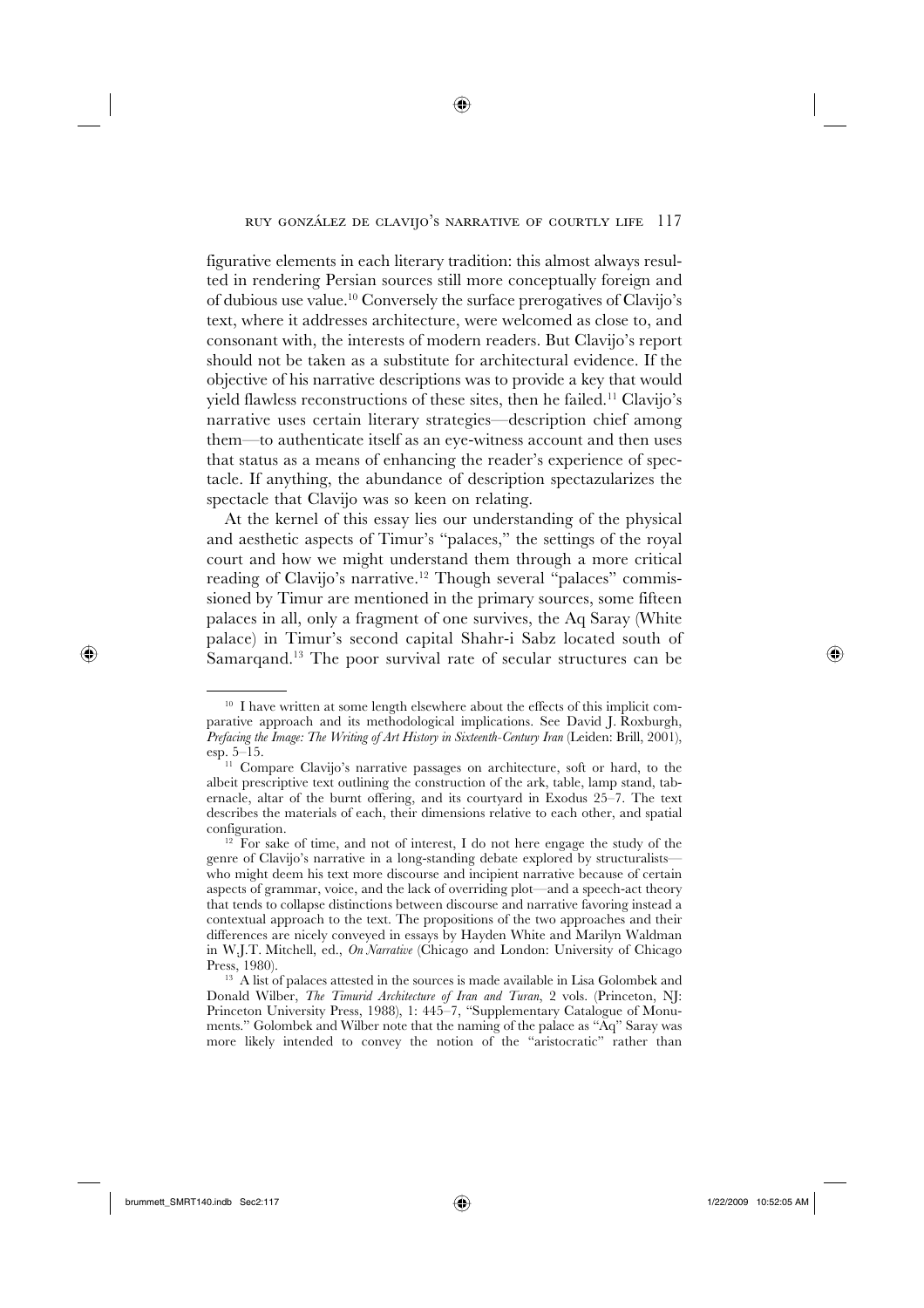figurative elements in each literary tradition: this almost always resulted in rendering Persian sources still more conceptually foreign and of dubious use value.[10] Conversely the surface prerogatives of Clavijo's text, where it addresses architecture, were welcomed as close to, and consonant with, the interests of modern readers. But Clavijo's report should not be taken as a substitute for architectural evidence. If the objective of his narrative descriptions was to provide a key that would yield flawless reconstructions of these sites, then he failed.[11] Clavijo's narrative uses certain literary strategies—description chief among them—to authenticate itself as an eye-witness account and then uses that status as a means of enhancing the reader's experience of spectacle. If anything, the abundance of description spectazularizes the spectacle that Clavijo was so keen on relating.

At the kernel of this essay lies our understanding of the physical and aesthetic aspects of Timur's "palaces," the settings of the royal court and how we might understand them through a more critical reading of Clavijo's narrative.[12] Though several "palaces" commissioned by Timur are mentioned in the primary sources, some fifteen palaces in all, only a fragment of one survives, the Aq Saray (White palace) in Timur's second capital Shahr-i Sabz located south of Samarqand.[13] The poor survival rate of secular structures can be

---

[10] I have written at some length elsewhere about the effects of this implicit comparative approach and its methodological implications. See David J. Roxburgh, *Prefacing the Image: The Writing of Art History in Sixteenth-Century Iran* (Leiden: Brill, 2001), esp. 5–15.

[11] Compare Clavijo's narrative passages on architecture, soft or hard, to the albeit prescriptive text outlining the construction of the ark, table, lamp stand, tabernacle, altar of the burnt offering, and its courtyard in Exodus 25–7. The text describes the materials of each, their dimensions relative to each other, and spatial configuration.

[12] For sake of time, and not of interest, I do not here engage the study of the genre of Clavijo's narrative in a long-standing debate explored by structuralists—who might deem his text more discourse and incipient narrative because of certain aspects of grammar, voice, and the lack of overriding plot—and a speech-act theory that tends to collapse distinctions between discourse and narrative favoring instead a contextual approach to the text. The propositions of the two approaches and their differences are nicely conveyed in essays by Hayden White and Marilyn Waldman in W.J.T. Mitchell, ed., *On Narrative* (Chicago and London: University of Chicago Press, 1980).

[13] A list of palaces attested in the sources is made available in Lisa Golombek and Donald Wilber, *The Timurid Architecture of Iran and Turan*, 2 vols. (Princeton, NJ: Princeton University Press, 1988), 1: 445–7, "Supplementary Catalogue of Monuments." Golombek and Wilber note that the naming of the palace as "Aq" Saray was more likely intended to convey the notion of the "aristocratic" rather than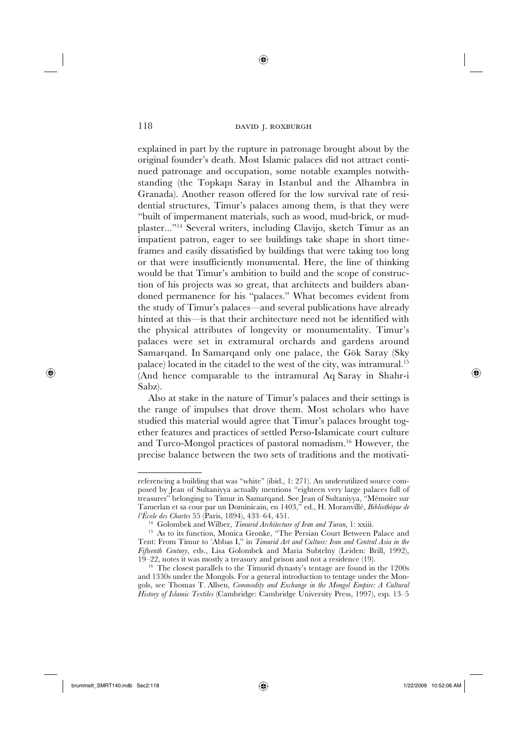explained in part by the rupture in patronage brought about by the original founder's death. Most Islamic palaces did not attract continued patronage and occupation, some notable examples notwithstanding (the Topkapı Saray in Istanbul and the Alhambra in Granada). Another reason offered for the low survival rate of residential structures, Timur's palaces among them, is that they were "built of impermanent materials, such as wood, mud-brick, or mud-plaster..."[14] Several writers, including Clavijo, sketch Timur as an impatient patron, eager to see buildings take shape in short timeframes and easily dissatisfied by buildings that were taking too long or that were insufficiently monumental. Here, the line of thinking would be that Timur's ambition to build and the scope of construction of his projects was so great, that architects and builders abandoned permanence for his "palaces." What becomes evident from the study of Timur's palaces—and several publications have already hinted at this—is that their architecture need not be identified with the physical attributes of longevity or monumentality. Timur's palaces were set in extramural orchards and gardens around Samarqand. In Samarqand only one palace, the Gök Saray (Sky palace) located in the citadel to the west of the city, was intramural.[15] (And hence comparable to the intramural Aq Saray in Shahr-i Sabz).

Also at stake in the nature of Timur's palaces and their settings is the range of impulses that drove them. Most scholars who have studied this material would agree that Timur's palaces brought together features and practices of settled Perso-Islamicate court culture and Turco-Mongol practices of pastoral nomadism.[16] However, the precise balance between the two sets of traditions and the motivati-

---

referencing a building that was "white" (ibid., 1: 271). An underutilized source composed by Jean of Sultaniyya actually mentions "eighteen very large palaces full of treasures" belonging to Timur in Samarqand. See Jean of Sultaniyya, "Mémoire sur Tamerlan et sa cour par un Dominicain, en 1403," ed., H. Moranvillé, *Bibliothèque de l'École des Chartes* 55 (Paris, 1894), 433–64, 451.

[14] Golombek and Wilber, *Timurid Architecture of Iran and Turan*, 1: xxiii.

[15] As to its function, Monica Gronke, "The Persian Court Between Palace and Tent: From Timur to 'Abbas I," in *Timurid Art and Culture: Iran and Central Asia in the Fifteenth Century*, eds., Lisa Golombek and Maria Subtelny (Leiden: Brill, 1992), 19–22, notes it was mostly a treasury and prison and not a residence (19).

[16] The closest parallels to the Timurid dynasty's tentage are found in the 1200s and 1330s under the Mongols. For a general introduction to tentage under the Mongols, see Thomas T. Allsen, *Commodity and Exchange in the Mongol Empire: A Cultural History of Islamic Textiles* (Cambridge: Cambridge University Press, 1997), esp. 13–5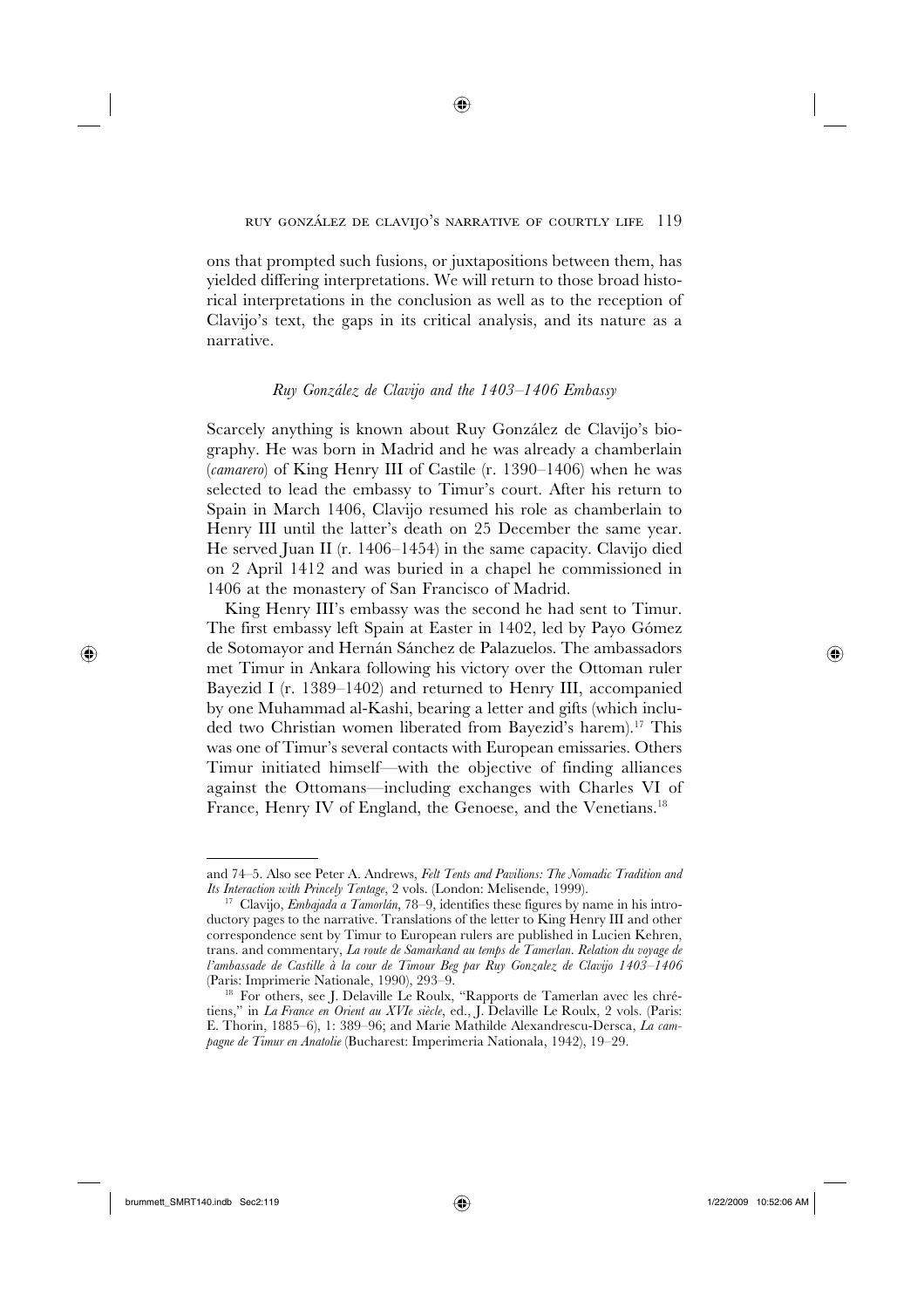ons that prompted such fusions, or juxtapositions between them, has yielded differing interpretations. We will return to those broad historical interpretations in the conclusion as well as to the reception of Clavijo's text, the gaps in its critical analysis, and its nature as a narrative.

### *Ruy González de Clavijo and the 1403–1406 Embassy*

Scarcely anything is known about Ruy González de Clavijo's biography. He was born in Madrid and he was already a chamberlain (*camarero*) of King Henry III of Castile (r. 1390–1406) when he was selected to lead the embassy to Timur's court. After his return to Spain in March 1406, Clavijo resumed his role as chamberlain to Henry III until the latter's death on 25 December the same year. He served Juan II (r. 1406–1454) in the same capacity. Clavijo died on 2 April 1412 and was buried in a chapel he commissioned in 1406 at the monastery of San Francisco of Madrid.

King Henry III's embassy was the second he had sent to Timur. The first embassy left Spain at Easter in 1402, led by Payo Gómez de Sotomayor and Hernán Sánchez de Palazuelos. The ambassadors met Timur in Ankara following his victory over the Ottoman ruler Bayezid I (r. 1389–1402) and returned to Henry III, accompanied by one Muhammad al-Kashi, bearing a letter and gifts (which included two Christian women liberated from Bayezid's harem).[17] This was one of Timur's several contacts with European emissaries. Others Timur initiated himself—with the objective of finding alliances against the Ottomans—including exchanges with Charles VI of France, Henry IV of England, the Genoese, and the Venetians.[18]

---

and 74–5. Also see Peter A. Andrews, *Felt Tents and Pavilions: The Nomadic Tradition and Its Interaction with Princely Tentage*, 2 vols. (London: Melisende, 1999).

[17] Clavijo, *Embajada a Tamorlán*, 78–9, identifies these figures by name in his introductory pages to the narrative. Translations of the letter to King Henry III and other correspondence sent by Timur to European rulers are published in Lucien Kehren, trans. and commentary, *La route de Samarkand au temps de Tamerlan. Relation du voyage de l'ambassade de Castille à la cour de Timour Beg par Ruy Gonzalez de Clavijo 1403–1406* (Paris: Imprimerie Nationale, 1990), 293–9.

[18] For others, see J. Delaville Le Roulx, "Rapports de Tamerlan avec les chrétiens," in *La France en Orient au XVIe siècle*, ed., J. Delaville Le Roulx, 2 vols. (Paris: E. Thorin, 1885–6), 1: 389–96; and Marie Mathilde Alexandrescu-Dersca, *La campagne de Timur en Anatolie* (Bucharest: Imperimeria Nationala, 1942), 19–29.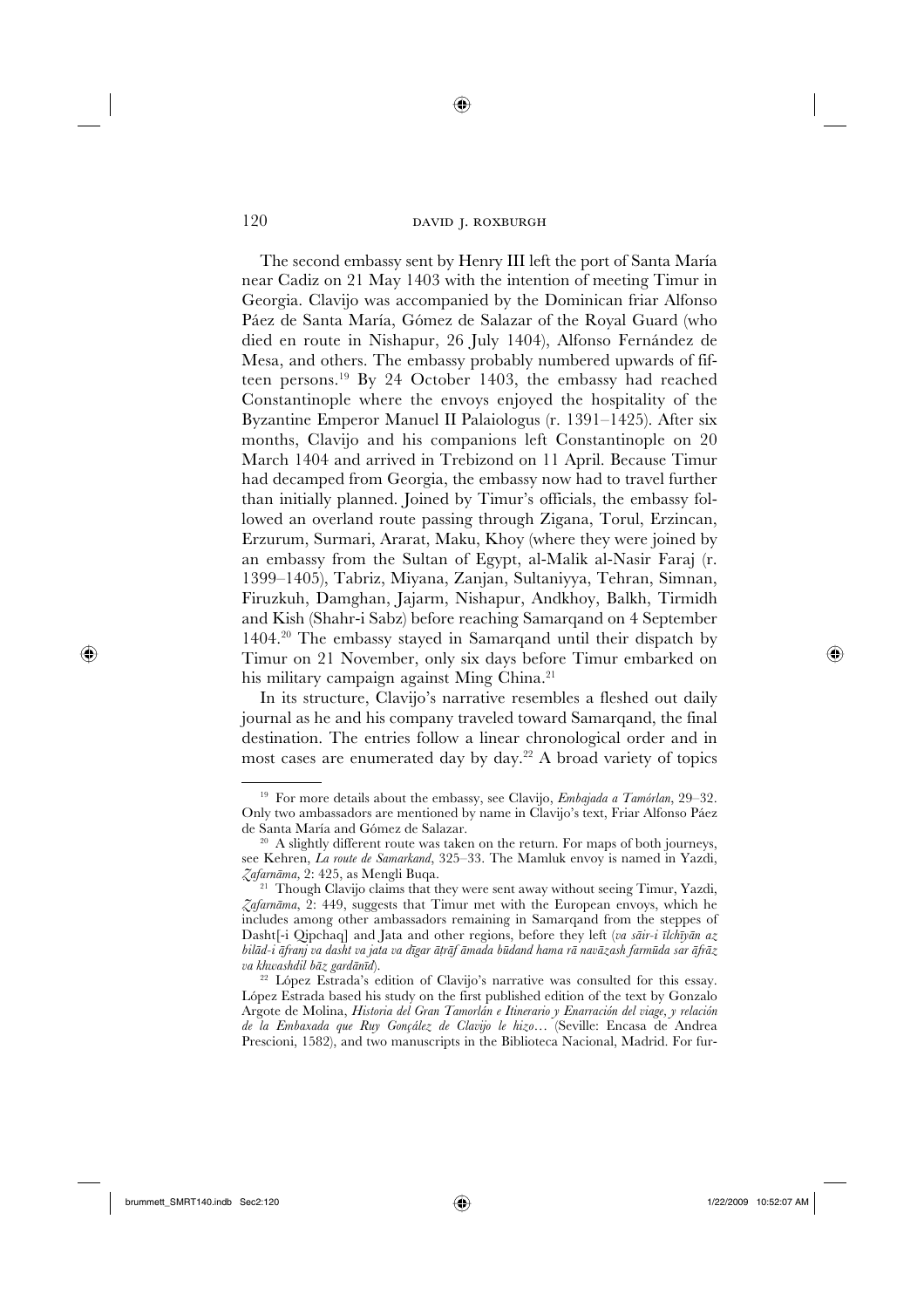The second embassy sent by Henry III left the port of Santa María near Cadiz on 21 May 1403 with the intention of meeting Timur in Georgia. Clavijo was accompanied by the Dominican friar Alfonso Páez de Santa María, Gómez de Salazar of the Royal Guard (who died en route in Nishapur, 26 July 1404), Alfonso Fernández de Mesa, and others. The embassy probably numbered upwards of fifteen persons.[19] By 24 October 1403, the embassy had reached Constantinople where the envoys enjoyed the hospitality of the Byzantine Emperor Manuel II Palaiologus (r. 1391–1425). After six months, Clavijo and his companions left Constantinople on 20 March 1404 and arrived in Trebizond on 11 April. Because Timur had decamped from Georgia, the embassy now had to travel further than initially planned. Joined by Timur's officials, the embassy followed an overland route passing through Zigana, Torul, Erzincan, Erzurum, Surmari, Ararat, Maku, Khoy (where they were joined by an embassy from the Sultan of Egypt, al-Malik al-Nasir Faraj (r. 1399–1405), Tabriz, Miyana, Zanjan, Sultaniyya, Tehran, Simnan, Firuzkuh, Damghan, Jajarm, Nishapur, Andkhoy, Balkh, Tirmidh and Kish (Shahr-i Sabz) before reaching Samarqand on 4 September 1404.[20] The embassy stayed in Samarqand until their dispatch by Timur on 21 November, only six days before Timur embarked on his military campaign against Ming China.[21]

In its structure, Clavijo's narrative resembles a fleshed out daily journal as he and his company traveled toward Samarqand, the final destination. The entries follow a linear chronological order and in most cases are enumerated day by day.[22] A broad variety of topics

---

[19] For more details about the embassy, see Clavijo, *Embajada a Tamórlan*, 29–32. Only two ambassadors are mentioned by name in Clavijo's text, Friar Alfonso Páez de Santa María and Gómez de Salazar.

[20] A slightly different route was taken on the return. For maps of both journeys, see Kehren, *La route de Samarkand*, 325–33. The Mamluk envoy is named in Yazdi, *Zafarnāma*, 2: 425, as Mengli Buqa.

[21] Though Clavijo claims that they were sent away without seeing Timur, Yazdi, *Zafarnāma*, 2: 449, suggests that Timur met with the European envoys, which he includes among other ambassadors remaining in Samarqand from the steppes of Dasht[-i Qipchaq] and Jata and other regions, before they left (*va sāir-i īlchīyān az bilād-i āfranj va dasht va jata va dīgar aṭrāf āmada būdand hama rā navāzash farmūda sar āfrāz va khwashdil bāz gardānīd*).

[22] López Estrada's edition of Clavijo's narrative was consulted for this essay. López Estrada based his study on the first published edition of the text by Gonzalo Argote de Molina, *Historia del Gran Tamorlán e Itinerario y Enarración del viage, y relación de la Embaxada que Ruy Gonçález de Clavijo le hizo*... (Seville: Encasa de Andrea Prescioni, 1582), and two manuscripts in the Biblioteca Nacional, Madrid. For fur-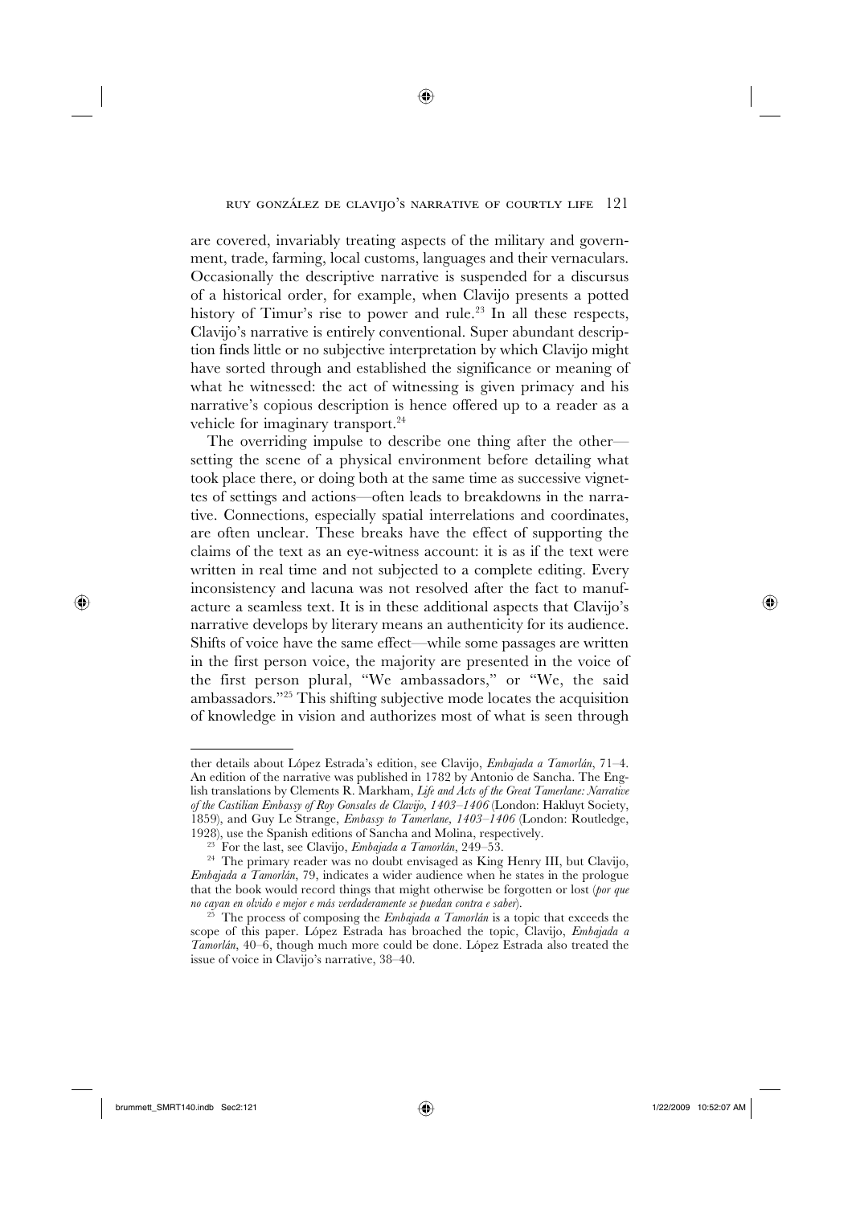are covered, invariably treating aspects of the military and government, trade, farming, local customs, languages and their vernaculars. Occasionally the descriptive narrative is suspended for a discursus of a historical order, for example, when Clavijo presents a potted history of Timur's rise to power and rule.[23] In all these respects, Clavijo's narrative is entirely conventional. Super abundant description finds little or no subjective interpretation by which Clavijo might have sorted through and established the significance or meaning of what he witnessed: the act of witnessing is given primacy and his narrative's copious description is hence offered up to a reader as a vehicle for imaginary transport.[24]

The overriding impulse to describe one thing after the other—setting the scene of a physical environment before detailing what took place there, or doing both at the same time as successive vignettes of settings and actions—often leads to breakdowns in the narrative. Connections, especially spatial interrelations and coordinates, are often unclear. These breaks have the effect of supporting the claims of the text as an eye-witness account: it is as if the text were written in real time and not subjected to a complete editing. Every inconsistency and lacuna was not resolved after the fact to manufacture a seamless text. It is in these additional aspects that Clavijo's narrative develops by literary means an authenticity for its audience. Shifts of voice have the same effect—while some passages are written in the first person voice, the majority are presented in the voice of the first person plural, "We ambassadors," or "We, the said ambassadors."[25] This shifting subjective mode locates the acquisition of knowledge in vision and authorizes most of what is seen through

---

ther details about López Estrada's edition, see Clavijo, *Embajada a Tamorlán*, 71–4. An edition of the narrative was published in 1782 by Antonio de Sancha. The English translations by Clements R. Markham, *Life and Acts of the Great Tamerlane: Narrative of the Castilian Embassy of Roy Gonsales de Clavijo, 1403–1406* (London: Hakluyt Society, 1859), and Guy Le Strange, *Embassy to Tamerlane, 1403–1406* (London: Routledge, 1928), use the Spanish editions of Sancha and Molina, respectively.

[23] For the last, see Clavijo, *Embajada a Tamorlán*, 249–53.

[24] The primary reader was no doubt envisaged as King Henry III, but Clavijo, *Embajada a Tamorlán*, 79, indicates a wider audience when he states in the prologue that the book would record things that might otherwise be forgotten or lost (*por que no cayan en olvido e mejor e más verdaderamente se puedan contra e saber*).

[25] The process of composing the *Embajada a Tamorlán* is a topic that exceeds the scope of this paper. López Estrada has broached the topic, Clavijo, *Embajada a Tamorlán*, 40–6, though much more could be done. López Estrada also treated the issue of voice in Clavijo's narrative, 38–40.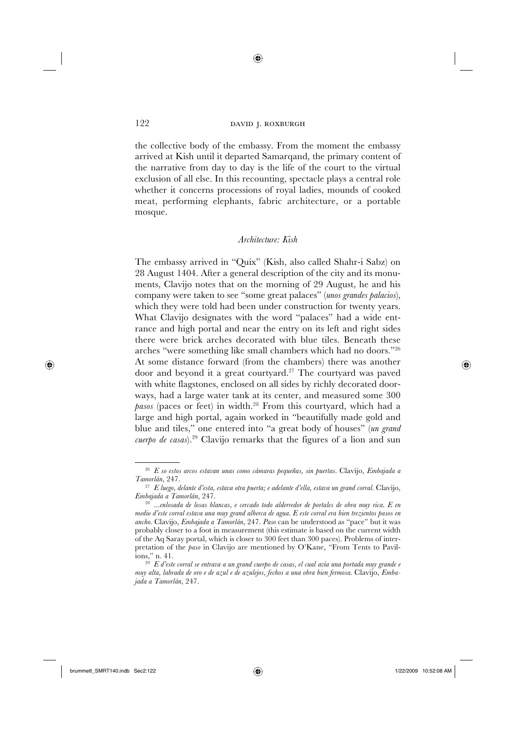the collective body of the embassy. From the moment the embassy arrived at Kish until it departed Samarqand, the primary content of the narrative from day to day is the life of the court to the virtual exclusion of all else. In this recounting, spectacle plays a central role whether it concerns processions of royal ladies, mounds of cooked meat, performing elephants, fabric architecture, or a portable mosque.

### *Architecture: Kish*

The embassy arrived in "Quix" (Kish, also called Shahr-i Sabz) on 28 August 1404. After a general description of the city and its monuments, Clavijo notes that on the morning of 29 August, he and his company were taken to see "some great palaces" (*unos grandes palacios*), which they were told had been under construction for twenty years. What Clavijo designates with the word "palaces" had a wide entrance and high portal and near the entry on its left and right sides there were brick arches decorated with blue tiles. Beneath these arches "were something like small chambers which had no doors."[26] At some distance forward (from the chambers) there was another door and beyond it a great courtyard.[27] The courtyard was paved with white flagstones, enclosed on all sides by richly decorated doorways, had a large water tank at its center, and measured some 300 *pasos* (paces or feet) in width.[28] From this courtyard, which had a large and high portal, again worked in "beautifully made gold and blue and tiles," one entered into "a great body of houses" (*un grand cuerpo de casas*).[29] Clavijo remarks that the figures of a lion and sun

---

[26] *E so estos arcos estavan unas como cámaras pequeñas, sin puertas*. Clavijo, *Embajada a Tamorlán*, 247.

[27] *E luego, delante d'esta, estava otra puerta; e adelante d'ella, estava un grand corral*. Clavijo, *Embajada a Tamorlán*, 247.

[28] ...*enlosada de losas blancas, e cercado todo alderredor de portales de obra muy rica. E en medio d'este corral estava una muy grand alberca de agua. E este corral era bien trezientos pasos en ancho*. Clavijo, *Embajada a Tamorlán*, 247. *Paso* can be understood as "pace" but it was probably closer to a foot in measurement (this estimate is based on the current width of the Aq Saray portal, which is closer to 300 feet than 300 paces). Problems of interpretation of the *paso* in Clavijo are mentioned by O'Kane, "From Tents to Pavilions," n. 41.

[29] *E d'este corral se entrava a un grand cuerpo de casas, el cual avía una portada muy grande e muy alta, labrada de oro e de azul e de azulejos, fechos a una obra bien fermosa*. Clavijo, *Embajada a Tamorlán*, 247.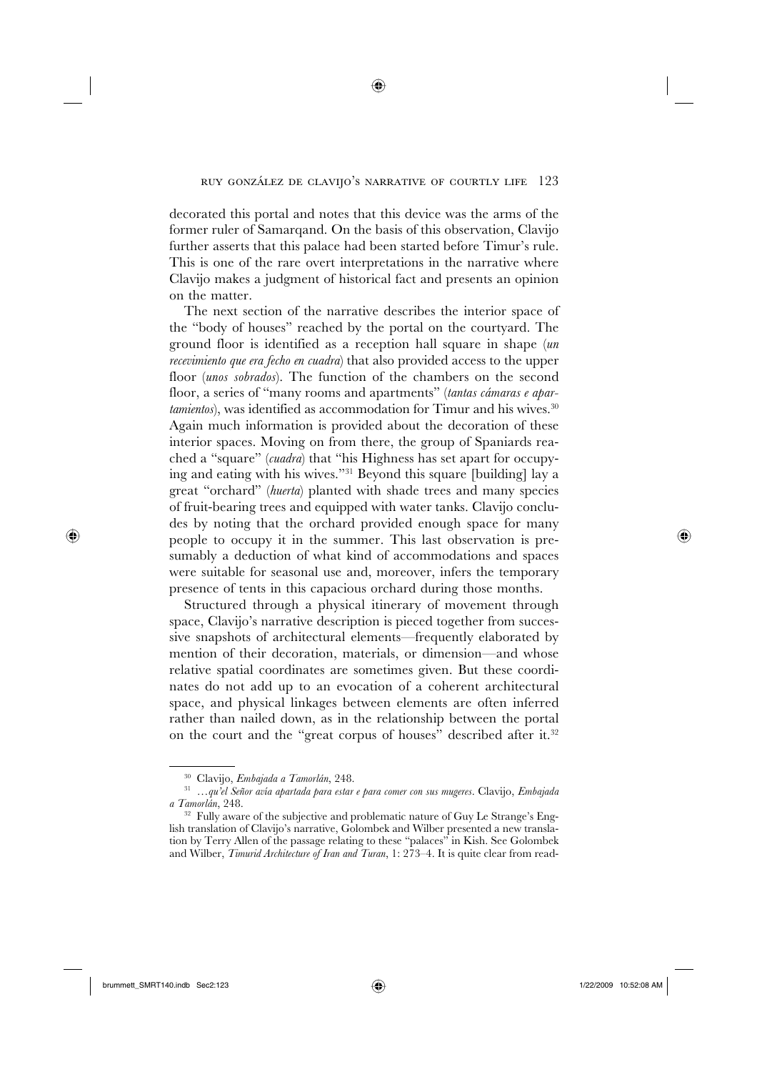decorated this portal and notes that this device was the arms of the former ruler of Samarqand. On the basis of this observation, Clavijo further asserts that this palace had been started before Timur's rule. This is one of the rare overt interpretations in the narrative where Clavijo makes a judgment of historical fact and presents an opinion on the matter.

The next section of the narrative describes the interior space of the "body of houses" reached by the portal on the courtyard. The ground floor is identified as a reception hall square in shape (*un recevimiento que era fecho en cuadra*) that also provided access to the upper floor (*unos sobrados*). The function of the chambers on the second floor, a series of "many rooms and apartments" (*tantas cámaras e apartamientos*), was identified as accommodation for Timur and his wives.[30] Again much information is provided about the decoration of these interior spaces. Moving on from there, the group of Spaniards reached a "square" (*cuadra*) that "his Highness has set apart for occupying and eating with his wives."[31] Beyond this square [building] lay a great "orchard" (*huerta*) planted with shade trees and many species of fruit-bearing trees and equipped with water tanks. Clavijo concludes by noting that the orchard provided enough space for many people to occupy it in the summer. This last observation is presumably a deduction of what kind of accommodations and spaces were suitable for seasonal use and, moreover, infers the temporary presence of tents in this capacious orchard during those months.

Structured through a physical itinerary of movement through space, Clavijo's narrative description is pieced together from successive snapshots of architectural elements—frequently elaborated by mention of their decoration, materials, or dimension—and whose relative spatial coordinates are sometimes given. But these coordinates do not add up to an evocation of a coherent architectural space, and physical linkages between elements are often inferred rather than nailed down, as in the relationship between the portal on the court and the "great corpus of houses" described after it.[32]

---

[30] Clavijo, *Embajada a Tamorlán*, 248.

[31] …*qu'el Señor avía apartada para estar e para comer con sus mugeres*. Clavijo, *Embajada a Tamorlán*, 248.

[32] Fully aware of the subjective and problematic nature of Guy Le Strange's English translation of Clavijo's narrative, Golombek and Wilber presented a new translation by Terry Allen of the passage relating to these "palaces" in Kish. See Golombek and Wilber, *Timurid Architecture of Iran and Turan*, 1: 273–4. It is quite clear from read-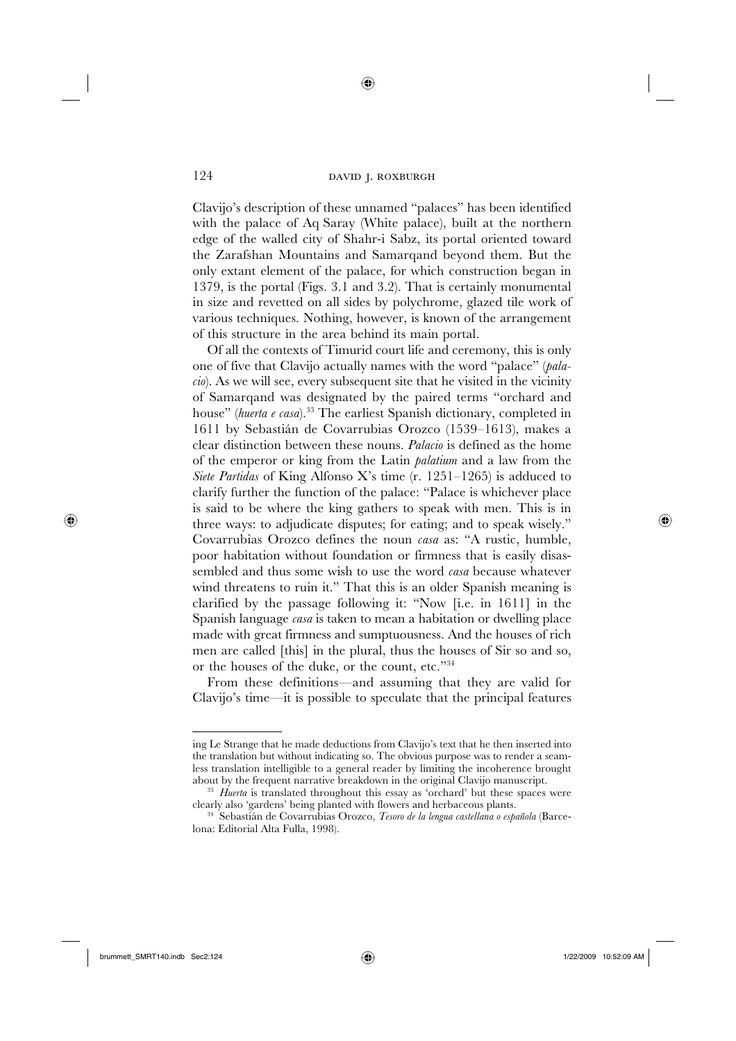Clavijo's description of these unnamed "palaces" has been identified with the palace of Aq Saray (White palace), built at the northern edge of the walled city of Shahr-i Sabz, its portal oriented toward the Zarafshan Mountains and Samarqand beyond them. But the only extant element of the palace, for which construction began in 1379, is the portal (Figs. 3.1 and 3.2). That is certainly monumental in size and revetted on all sides by polychrome, glazed tile work of various techniques. Nothing, however, is known of the arrangement of this structure in the area behind its main portal.

Of all the contexts of Timurid court life and ceremony, this is only one of five that Clavijo actually names with the word "palace" (*palacio*). As we will see, every subsequent site that he visited in the vicinity of Samarqand was designated by the paired terms "orchard and house" (*huerta e casa*).[33] The earliest Spanish dictionary, completed in 1611 by Sebastián de Covarrubias Orozco (1539–1613), makes a clear distinction between these nouns. *Palacio* is defined as the home of the emperor or king from the Latin *palatium* and a law from the *Siete Partidas* of King Alfonso X's time (r. 1251–1265) is adduced to clarify further the function of the palace: "Palace is whichever place is said to be where the king gathers to speak with men. This is in three ways: to adjudicate disputes; for eating; and to speak wisely." Covarrubias Orozco defines the noun *casa* as: "A rustic, humble, poor habitation without foundation or firmness that is easily disassembled and thus some wish to use the word *casa* because whatever wind threatens to ruin it." That this is an older Spanish meaning is clarified by the passage following it: "Now [i.e. in 1611] in the Spanish language *casa* is taken to mean a habitation or dwelling place made with great firmness and sumptuousness. And the houses of rich men are called [this] in the plural, thus the houses of Sir so and so, or the houses of the duke, or the count, etc."[34]

From these definitions—and assuming that they are valid for Clavijo's time—it is possible to speculate that the principal features

---

ing Le Strange that he made deductions from Clavijo's text that he then inserted into the translation but without indicating so. The obvious purpose was to render a seamless translation intelligible to a general reader by limiting the incoherence brought about by the frequent narrative breakdown in the original Clavijo manuscript.

[33] *Huerta* is translated throughout this essay as 'orchard' but these spaces were clearly also 'gardens' being planted with flowers and herbaceous plants.

[34] Sebastián de Covarrubias Orozco, *Tesoro de la lengua castellana o española* (Barcelona: Editorial Alta Fulla, 1998).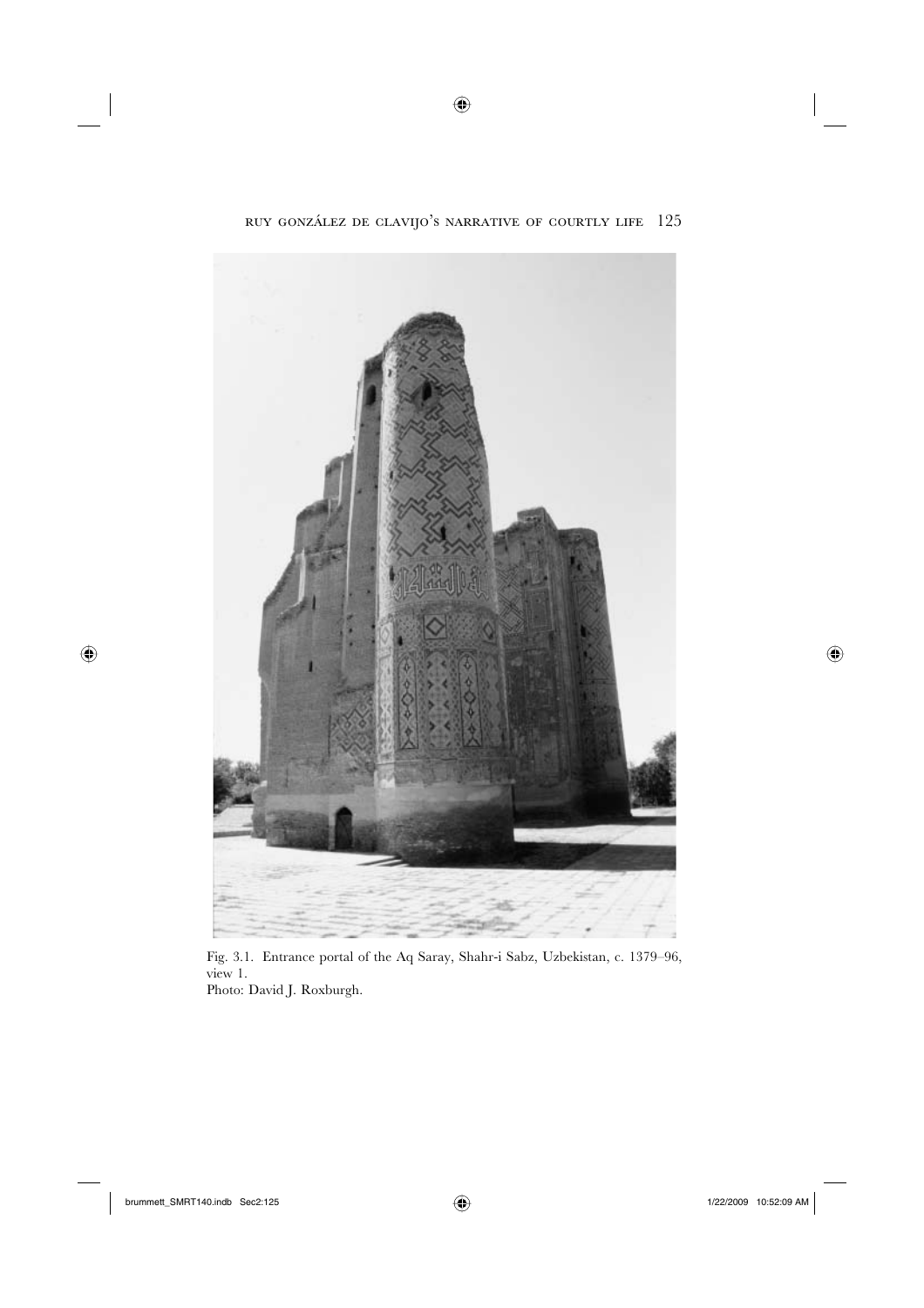Fig. 3.1. Entrance portal of the Aq Saray, Shahr-i Sabz, Uzbekistan, c. 1379–96, view 1.
Photo: David J. Roxburgh.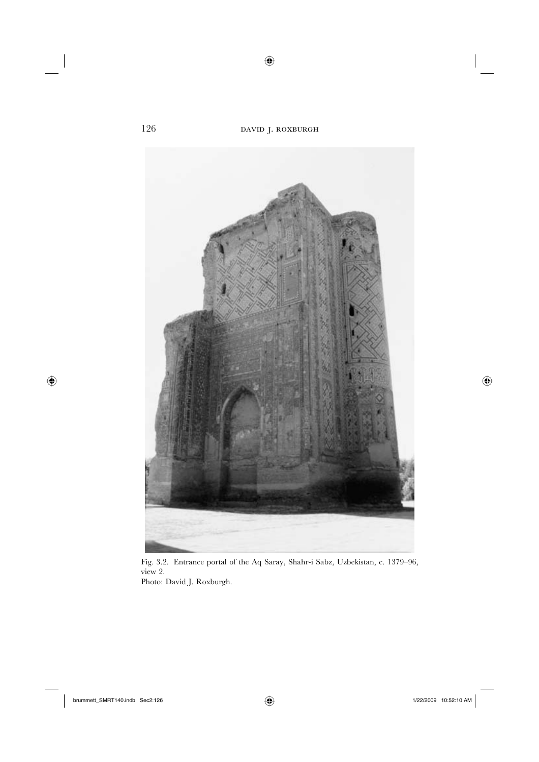Fig. 3.2. Entrance portal of the Aq Saray, Shahr-i Sabz, Uzbekistan, c. 1379–96, view 2.
Photo: David J. Roxburgh.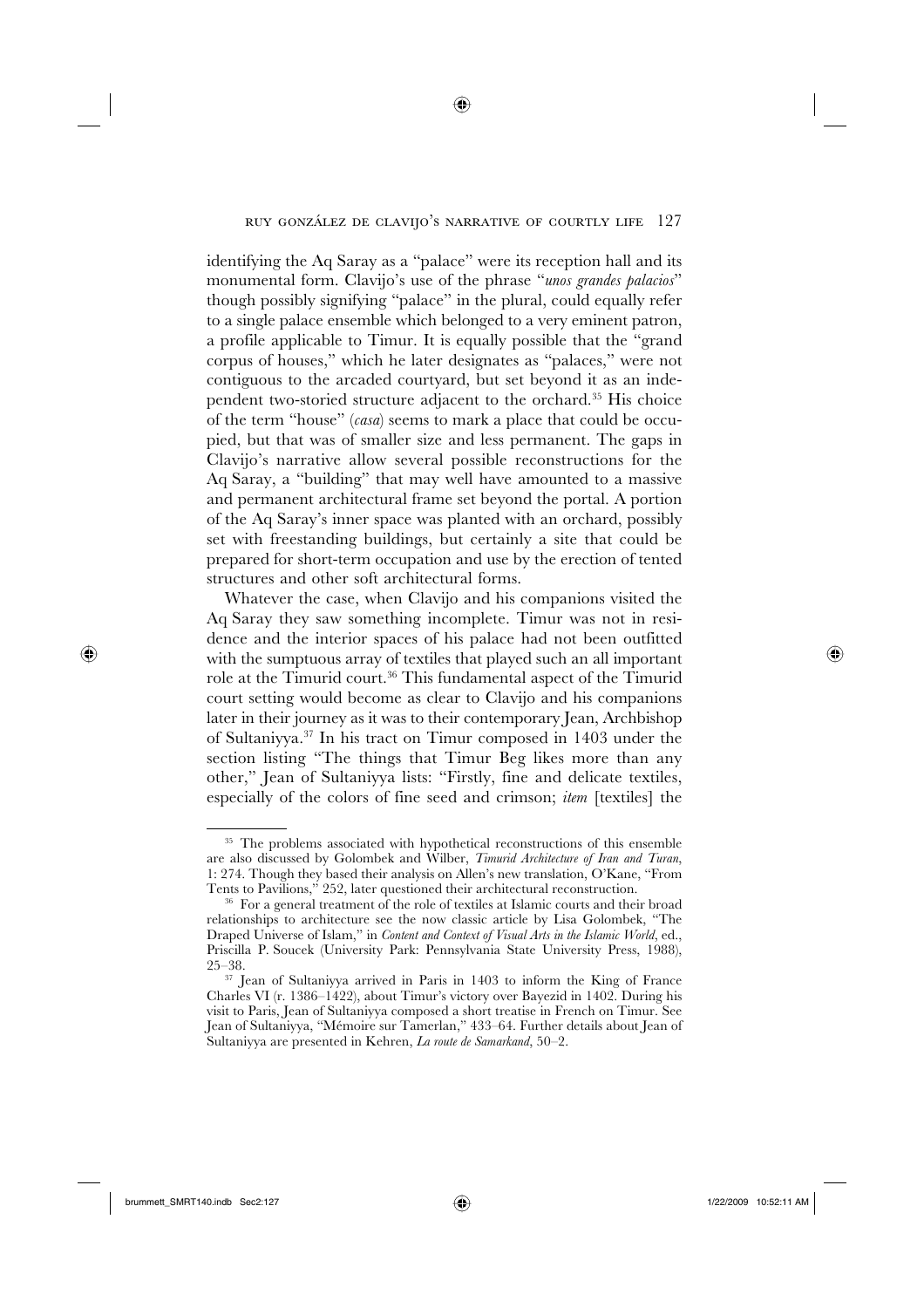identifying the Aq Saray as a "palace" were its reception hall and its monumental form. Clavijo's use of the phrase "*unos grandes palacios*" though possibly signifying "palace" in the plural, could equally refer to a single palace ensemble which belonged to a very eminent patron, a profile applicable to Timur. It is equally possible that the "grand corpus of houses," which he later designates as "palaces," were not contiguous to the arcaded courtyard, but set beyond it as an independent two-storied structure adjacent to the orchard.[35] His choice of the term "house" (*casa*) seems to mark a place that could be occupied, but that was of smaller size and less permanent. The gaps in Clavijo's narrative allow several possible reconstructions for the Aq Saray, a "building" that may well have amounted to a massive and permanent architectural frame set beyond the portal. A portion of the Aq Saray's inner space was planted with an orchard, possibly set with freestanding buildings, but certainly a site that could be prepared for short-term occupation and use by the erection of tented structures and other soft architectural forms.

Whatever the case, when Clavijo and his companions visited the Aq Saray they saw something incomplete. Timur was not in residence and the interior spaces of his palace had not been outfitted with the sumptuous array of textiles that played such an all important role at the Timurid court.[36] This fundamental aspect of the Timurid court setting would become as clear to Clavijo and his companions later in their journey as it was to their contemporary Jean, Archbishop of Sultaniyya.[37] In his tract on Timur composed in 1403 under the section listing "The things that Timur Beg likes more than any other," Jean of Sultaniyya lists: "Firstly, fine and delicate textiles, especially of the colors of fine seed and crimson; *item* [textiles] the

---

[35] The problems associated with hypothetical reconstructions of this ensemble are also discussed by Golombek and Wilber, *Timurid Architecture of Iran and Turan*, 1: 274. Though they based their analysis on Allen's new translation, O'Kane, "From Tents to Pavilions," 252, later questioned their architectural reconstruction.

[36] For a general treatment of the role of textiles at Islamic courts and their broad relationships to architecture see the now classic article by Lisa Golombek, "The Draped Universe of Islam," in *Content and Context of Visual Arts in the Islamic World*, ed., Priscilla P. Soucek (University Park: Pennsylvania State University Press, 1988), 25–38.

[37] Jean of Sultaniyya arrived in Paris in 1403 to inform the King of France Charles VI (r. 1386–1422), about Timur's victory over Bayezid in 1402. During his visit to Paris, Jean of Sultaniyya composed a short treatise in French on Timur. See Jean of Sultaniyya, "Mémoire sur Tamerlan," 433–64. Further details about Jean of Sultaniyya are presented in Kehren, *La route de Samarkand*, 50–2.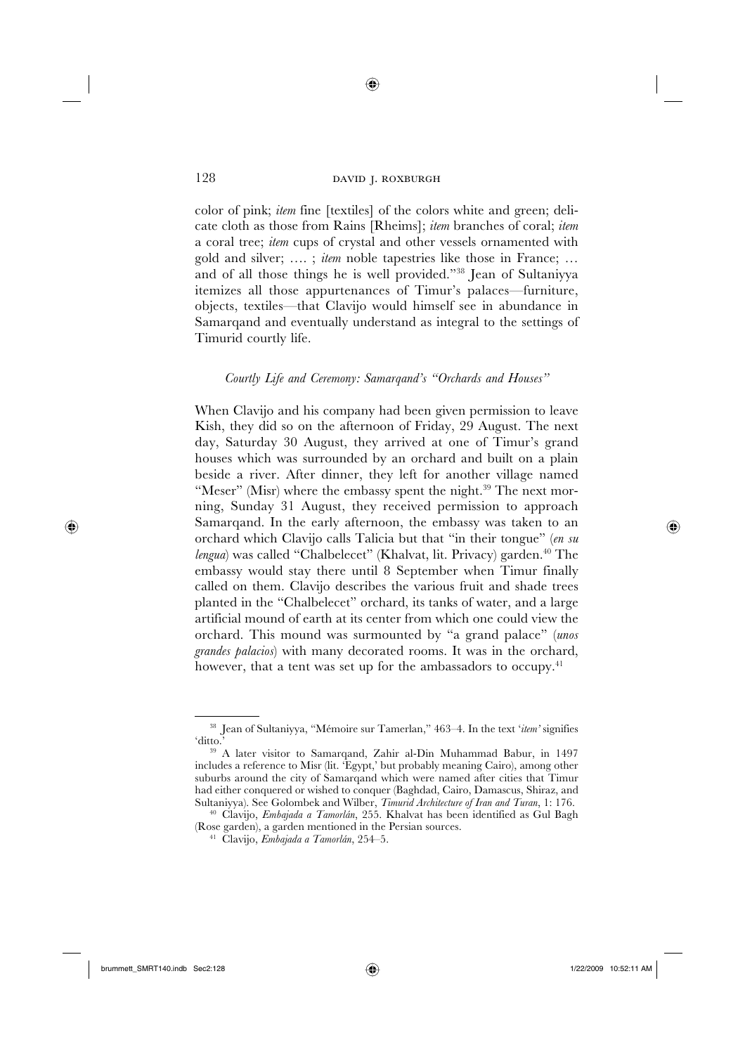color of pink; *item* fine [textiles] of the colors white and green; delicate cloth as those from Rains [Rheims]; *item* branches of coral; *item* a coral tree; *item* cups of crystal and other vessels ornamented with gold and silver; …. ; *item* noble tapestries like those in France; … and of all those things he is well provided."[38] Jean of Sultaniyya itemizes all those appurtenances of Timur's palaces—furniture, objects, textiles—that Clavijo would himself see in abundance in Samarqand and eventually understand as integral to the settings of Timurid courtly life.

### *Courtly Life and Ceremony: Samarqand's "Orchards and Houses"*

When Clavijo and his company had been given permission to leave Kish, they did so on the afternoon of Friday, 29 August. The next day, Saturday 30 August, they arrived at one of Timur's grand houses which was surrounded by an orchard and built on a plain beside a river. After dinner, they left for another village named "Meser" (Misr) where the embassy spent the night.[39] The next morning, Sunday 31 August, they received permission to approach Samarqand. In the early afternoon, the embassy was taken to an orchard which Clavijo calls Talicia but that "in their tongue" (*en su lengua*) was called "Chalbelecet" (Khalvat, lit. Privacy) garden.[40] The embassy would stay there until 8 September when Timur finally called on them. Clavijo describes the various fruit and shade trees planted in the "Chalbelecet" orchard, its tanks of water, and a large artificial mound of earth at its center from which one could view the orchard. This mound was surmounted by "a grand palace" (*unos grandes palacios*) with many decorated rooms. It was in the orchard, however, that a tent was set up for the ambassadors to occupy.[41]

---

[38] Jean of Sultaniyya, "Mémoire sur Tamerlan," 463–4. In the text '*item*' signifies 'ditto.'

[39] A later visitor to Samarqand, Zahir al-Din Muhammad Babur, in 1497 includes a reference to Misr (lit. 'Egypt,' but probably meaning Cairo), among other suburbs around the city of Samarqand which were named after cities that Timur had either conquered or wished to conquer (Baghdad, Cairo, Damascus, Shiraz, and Sultaniyya). See Golombek and Wilber, *Timurid Architecture of Iran and Turan*, 1: 176.

[40] Clavijo, *Embajada a Tamorlán*, 255. Khalvat has been identified as Gul Bagh (Rose garden), a garden mentioned in the Persian sources.

[41] Clavijo, *Embajada a Tamorlán*, 254–5.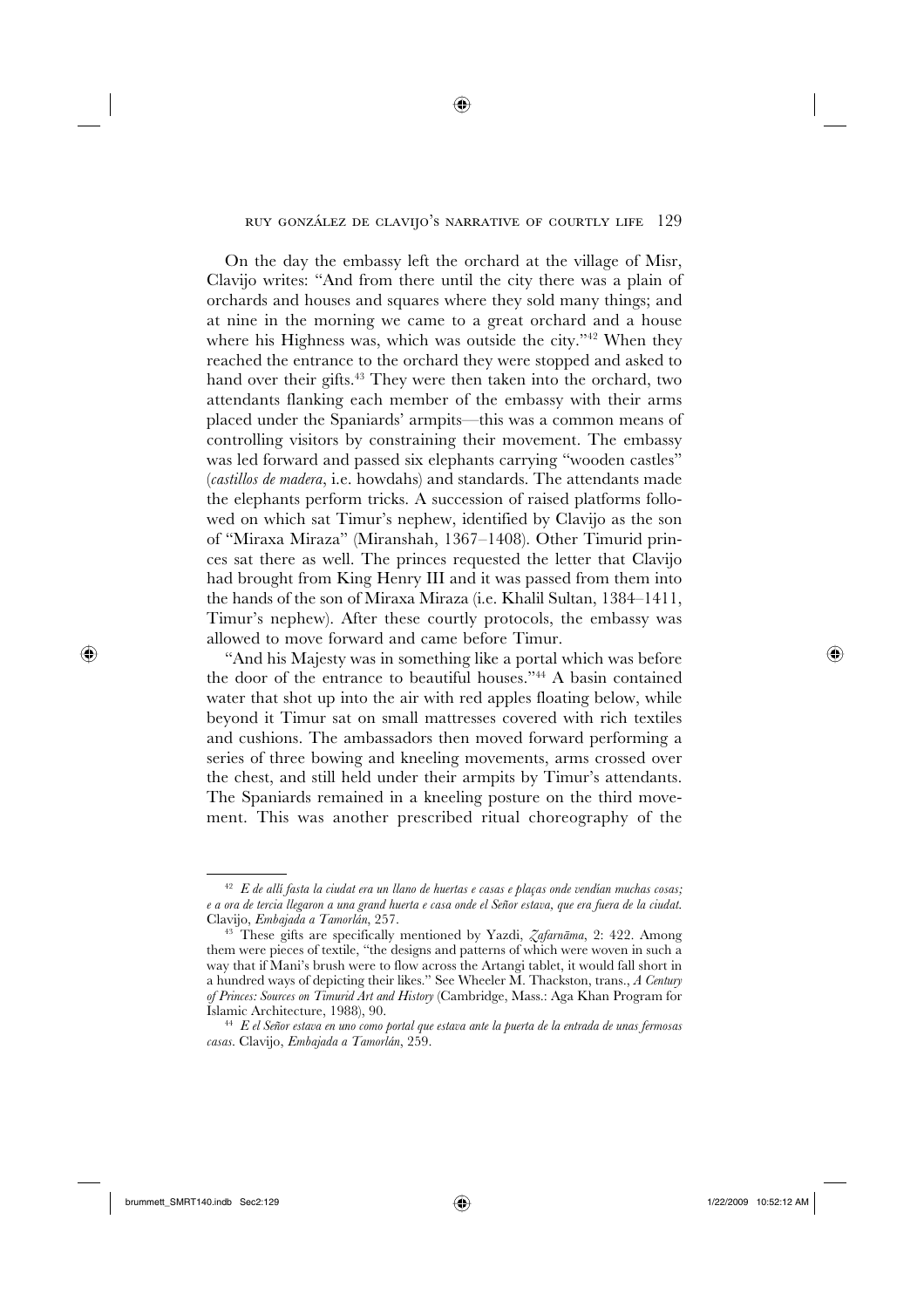On the day the embassy left the orchard at the village of Misr, Clavijo writes: "And from there until the city there was a plain of orchards and houses and squares where they sold many things; and at nine in the morning we came to a great orchard and a house where his Highness was, which was outside the city."[42] When they reached the entrance to the orchard they were stopped and asked to hand over their gifts.[43] They were then taken into the orchard, two attendants flanking each member of the embassy with their arms placed under the Spaniards' armpits—this was a common means of controlling visitors by constraining their movement. The embassy was led forward and passed six elephants carrying "wooden castles" (*castillos de madera*, i.e. howdahs) and standards. The attendants made the elephants perform tricks. A succession of raised platforms followed on which sat Timur's nephew, identified by Clavijo as the son of "Miraxa Miraza" (Miranshah, 1367–1408). Other Timurid princes sat there as well. The princes requested the letter that Clavijo had brought from King Henry III and it was passed from them into the hands of the son of Miraxa Miraza (i.e. Khalil Sultan, 1384–1411, Timur's nephew). After these courtly protocols, the embassy was allowed to move forward and came before Timur.

"And his Majesty was in something like a portal which was before the door of the entrance to beautiful houses."[44] A basin contained water that shot up into the air with red apples floating below, while beyond it Timur sat on small mattresses covered with rich textiles and cushions. The ambassadors then moved forward performing a series of three bowing and kneeling movements, arms crossed over the chest, and still held under their armpits by Timur's attendants. The Spaniards remained in a kneeling posture on the third movement. This was another prescribed ritual choreography of the

---

[42] *E de allí fasta la ciudat era un llano de huertas e casas e plaças onde vendían muchas cosas; e a ora de tercia llegaron a una grand huerta e casa onde el Señor estava, que era fuera de la ciudat.* Clavijo, *Embajada a Tamorlán*, 257.

[43] These gifts are specifically mentioned by Yazdi, *Ẓafarnāma*, 2: 422. Among them were pieces of textile, "the designs and patterns of which were woven in such a way that if Mani's brush were to flow across the Artangi tablet, it would fall short in a hundred ways of depicting their likes." See Wheeler M. Thackston, trans., *A Century of Princes: Sources on Timurid Art and History* (Cambridge, Mass.: Aga Khan Program for Islamic Architecture, 1988), 90.

[44] *E el Señor estava en uno como portal que estava ante la puerta de la entrada de unas fermosas casas.* Clavijo, *Embajada a Tamorlán*, 259.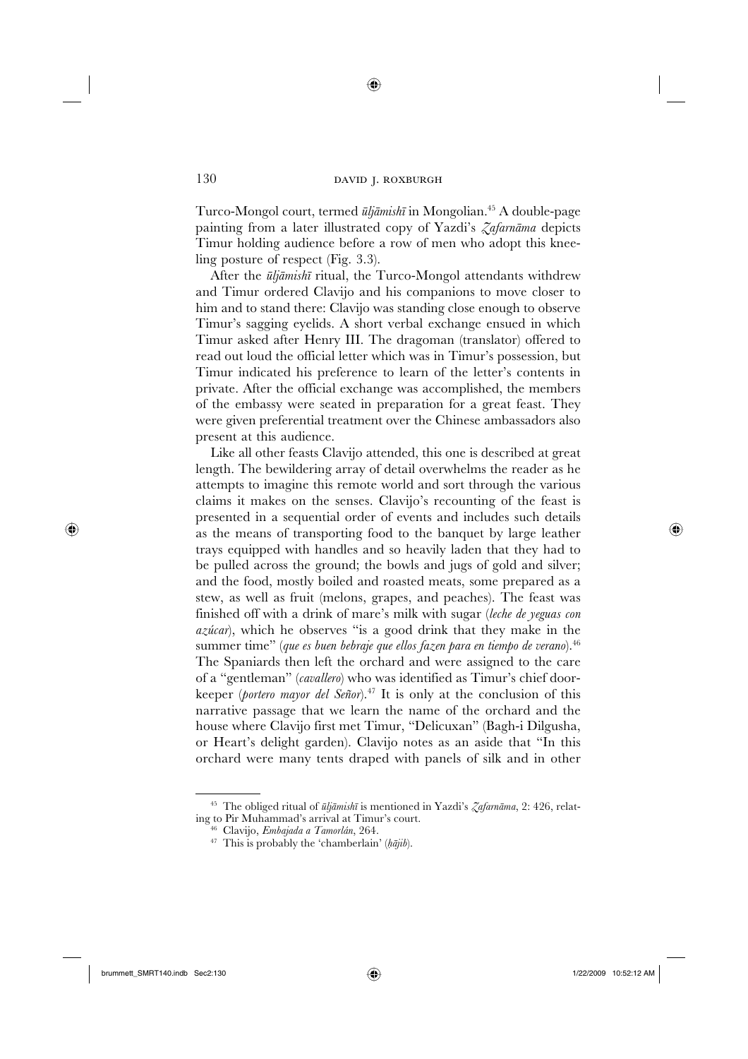Turco-Mongol court, termed *ūljāmishī* in Mongolian.[45] A double-page painting from a later illustrated copy of Yazdi's *Zafarnāma* depicts Timur holding audience before a row of men who adopt this kneeling posture of respect (Fig. 3.3).

After the *ūljāmishī* ritual, the Turco-Mongol attendants withdrew and Timur ordered Clavijo and his companions to move closer to him and to stand there: Clavijo was standing close enough to observe Timur's sagging eyelids. A short verbal exchange ensued in which Timur asked after Henry III. The dragoman (translator) offered to read out loud the official letter which was in Timur's possession, but Timur indicated his preference to learn of the letter's contents in private. After the official exchange was accomplished, the members of the embassy were seated in preparation for a great feast. They were given preferential treatment over the Chinese ambassadors also present at this audience.

Like all other feasts Clavijo attended, this one is described at great length. The bewildering array of detail overwhelms the reader as he attempts to imagine this remote world and sort through the various claims it makes on the senses. Clavijo's recounting of the feast is presented in a sequential order of events and includes such details as the means of transporting food to the banquet by large leather trays equipped with handles and so heavily laden that they had to be pulled across the ground; the bowls and jugs of gold and silver; and the food, mostly boiled and roasted meats, some prepared as a stew, as well as fruit (melons, grapes, and peaches). The feast was finished off with a drink of mare's milk with sugar (*leche de yeguas con azúcar*), which he observes "is a good drink that they make in the summer time" (*que es buen bebraje que ellos fazen para en tiempo de verano*).[46] The Spaniards then left the orchard and were assigned to the care of a "gentleman" (*cavallero*) who was identified as Timur's chief doorkeeper (*portero mayor del Señor*).[47] It is only at the conclusion of this narrative passage that we learn the name of the orchard and the house where Clavijo first met Timur, "Delicuxan" (Bagh-i Dilgusha, or Heart's delight garden). Clavijo notes as an aside that "In this orchard were many tents draped with panels of silk and in other

---

[45] The obliged ritual of *ūljāmishī* is mentioned in Yazdi's *Zafarnāma*, 2: 426, relating to Pir Muhammad's arrival at Timur's court.

[46] Clavijo, *Embajada a Tamorlán*, 264.

[47] This is probably the 'chamberlain' (*ḥājib*).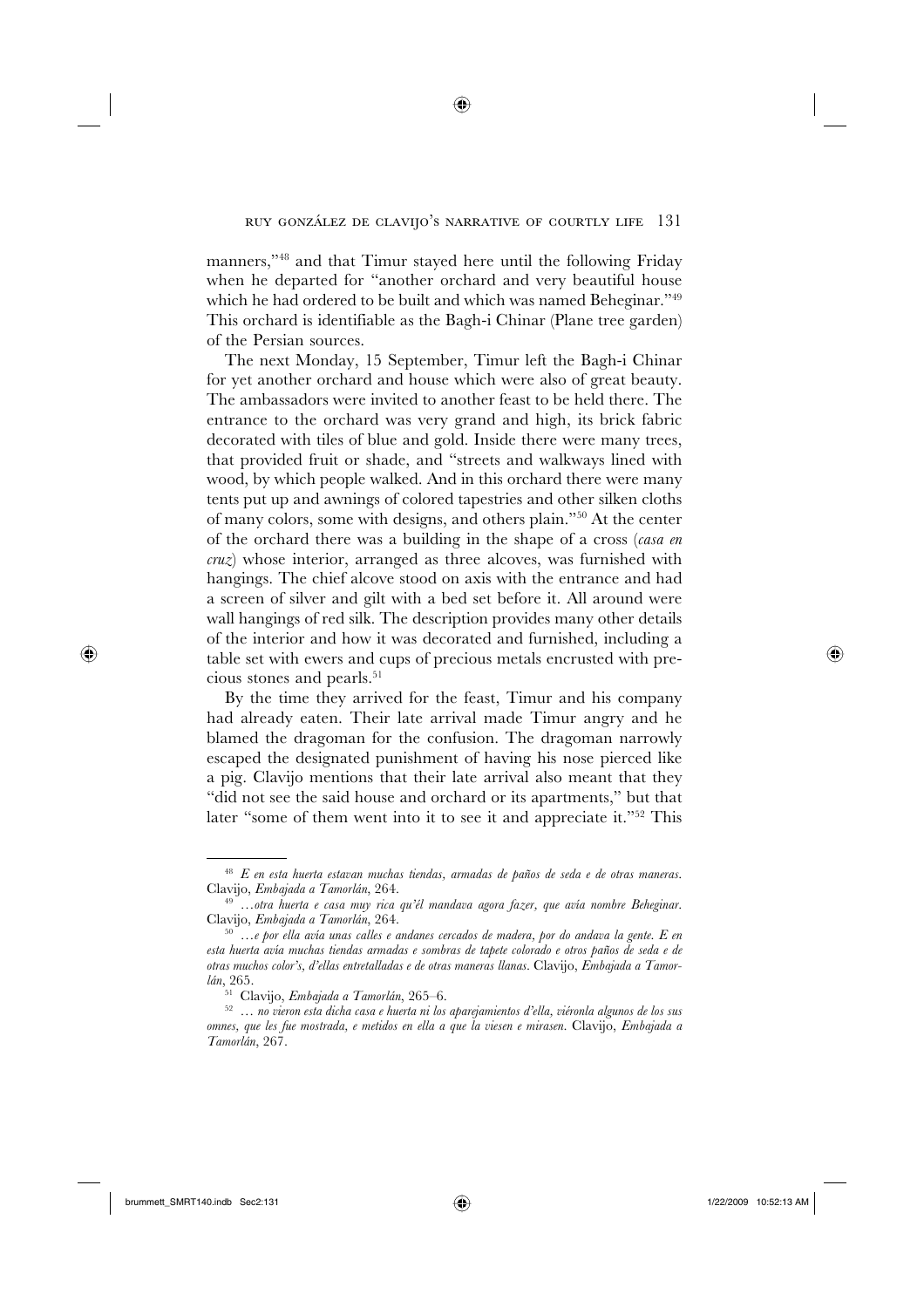manners,"[48] and that Timur stayed here until the following Friday when he departed for "another orchard and very beautiful house which he had ordered to be built and which was named Beheginar."[49] This orchard is identifiable as the Bagh-i Chinar (Plane tree garden) of the Persian sources.

The next Monday, 15 September, Timur left the Bagh-i Chinar for yet another orchard and house which were also of great beauty. The ambassadors were invited to another feast to be held there. The entrance to the orchard was very grand and high, its brick fabric decorated with tiles of blue and gold. Inside there were many trees, that provided fruit or shade, and "streets and walkways lined with wood, by which people walked. And in this orchard there were many tents put up and awnings of colored tapestries and other silken cloths of many colors, some with designs, and others plain."[50] At the center of the orchard there was a building in the shape of a cross (*casa en cruz*) whose interior, arranged as three alcoves, was furnished with hangings. The chief alcove stood on axis with the entrance and had a screen of silver and gilt with a bed set before it. All around were wall hangings of red silk. The description provides many other details of the interior and how it was decorated and furnished, including a table set with ewers and cups of precious metals encrusted with precious stones and pearls.[51]

By the time they arrived for the feast, Timur and his company had already eaten. Their late arrival made Timur angry and he blamed the dragoman for the confusion. The dragoman narrowly escaped the designated punishment of having his nose pierced like a pig. Clavijo mentions that their late arrival also meant that they "did not see the said house and orchard or its apartments," but that later "some of them went into it to see it and appreciate it."[52] This

---

[48] *E en esta huerta estavan muchas tiendas, armadas de paños de seda e de otras maneras.* Clavijo, *Embajada a Tamorlán*, 264.

[49] *…otra huerta e casa muy rica qu'él mandava agora fazer, que avía nombre Beheginar.* Clavijo, *Embajada a Tamorlán*, 264.

[50] *…e por ella avía unas calles e andanes cercados de madera, por do andava la gente. E en esta huerta avía muchas tiendas armadas e sombras de tapete colorado e otros paños de seda e de otras muchos color's, d'ellas entretalladas e de otras maneras llanas.* Clavijo, *Embajada a Tamorlán*, 265.

[51] Clavijo, *Embajada a Tamorlán*, 265–6.

[52] *… no vieron esta dicha casa e huerta ni los aparejamientos d'ella, viéronla algunos de los sus omnes, que les fue mostrada, e metidos en ella a que la viesen e mirasen.* Clavijo, *Embajada a Tamorlán*, 267.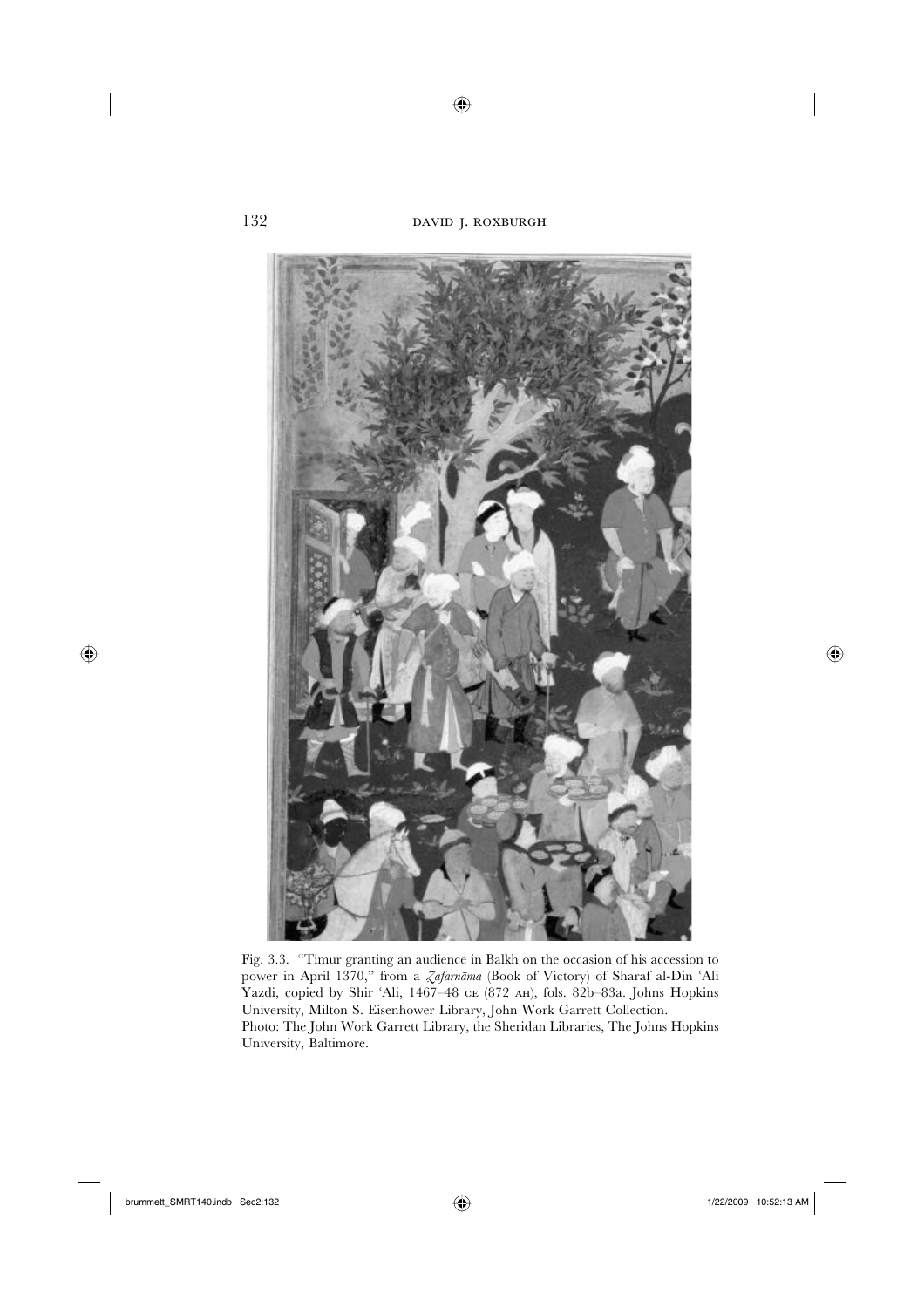Fig. 3.3. "Timur granting an audience in Balkh on the occasion of his accession to power in April 1370," from a *Zafarnāma* (Book of Victory) of Sharaf al-Din ʿAli Yazdi, copied by Shir ʿAli, 1467–48 CE (872 AH), fols. 82b–83a. Johns Hopkins University, Milton S. Eisenhower Library, John Work Garrett Collection. Photo: The John Work Garrett Library, the Sheridan Libraries, The Johns Hopkins University, Baltimore.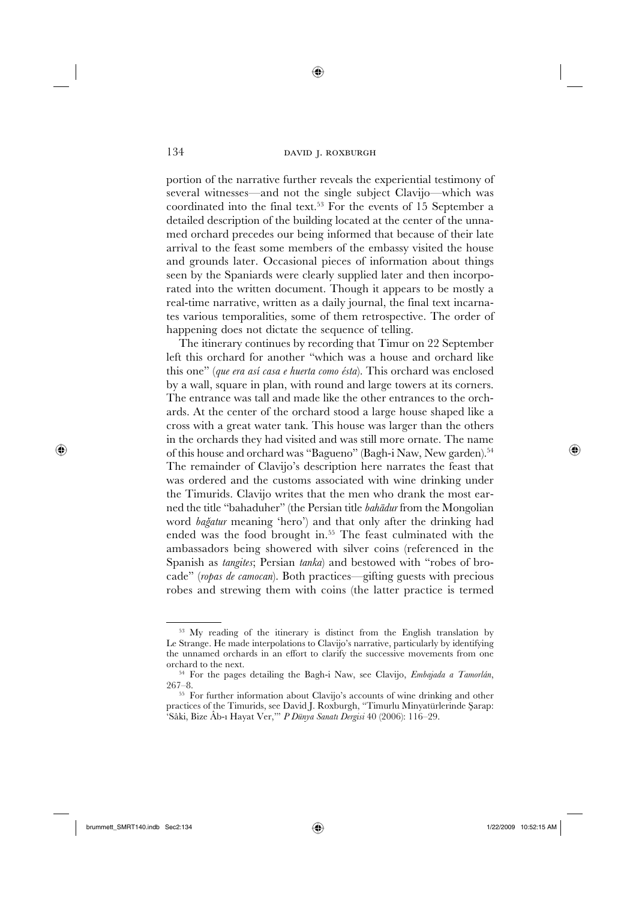portion of the narrative further reveals the experiential testimony of several witnesses—and not the single subject Clavijo—which was coordinated into the final text.[53] For the events of 15 September a detailed description of the building located at the center of the unnamed orchard precedes our being informed that because of their late arrival to the feast some members of the embassy visited the house and grounds later. Occasional pieces of information about things seen by the Spaniards were clearly supplied later and then incorporated into the written document. Though it appears to be mostly a real-time narrative, written as a daily journal, the final text incarnates various temporalities, some of them retrospective. The order of happening does not dictate the sequence of telling.

The itinerary continues by recording that Timur on 22 September left this orchard for another "which was a house and orchard like this one" (*que era así casa e huerta como ésta*). This orchard was enclosed by a wall, square in plan, with round and large towers at its corners. The entrance was tall and made like the other entrances to the orchards. At the center of the orchard stood a large house shaped like a cross with a great water tank. This house was larger than the others in the orchards they had visited and was still more ornate. The name of this house and orchard was "Bagueno" (Bagh-i Naw, New garden).[54] The remainder of Clavijo's description here narrates the feast that was ordered and the customs associated with wine drinking under the Timurids. Clavijo writes that the men who drank the most earned the title "bahaduher" (the Persian title *bahādur* from the Mongolian word *bağatur* meaning 'hero') and that only after the drinking had ended was the food brought in.[55] The feast culminated with the ambassadors being showered with silver coins (referenced in the Spanish as *tangites*; Persian *tanka*) and bestowed with "robes of brocade" (*ropas de camocan*). Both practices—gifting guests with precious robes and strewing them with coins (the latter practice is termed

---

[53] My reading of the itinerary is distinct from the English translation by Le Strange. He made interpolations to Clavijo's narrative, particularly by identifying the unnamed orchards in an effort to clarify the successive movements from one orchard to the next.

[54] For the pages detailing the Bagh-i Naw, see Clavijo, *Embajada a Tamorlán*, 267–8.

[55] For further information about Clavijo's accounts of wine drinking and other practices of the Timurids, see David J. Roxburgh, "Timurlu Minyatürlerinde Şarap: 'Sâki, Bize Âb-ı Hayat Ver,'" *P Dünya Sanatı Dergisi* 40 (2006): 116–29.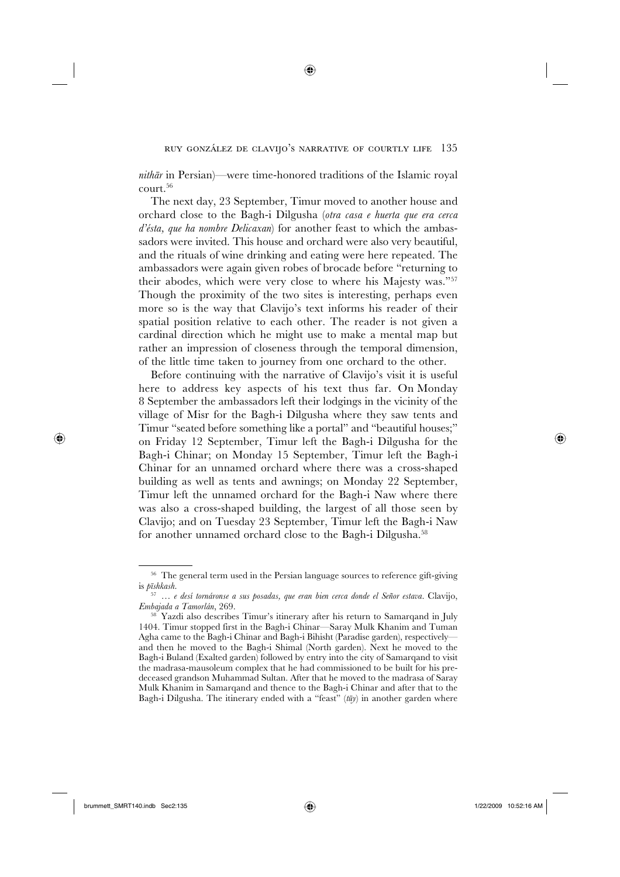*nithār* in Persian)—were time-honored traditions of the Islamic royal court.[56]

The next day, 23 September, Timur moved to another house and orchard close to the Bagh-i Dilgusha (*otra casa e huerta que era cerca d'ésta, que ha nombre Delicaxan*) for another feast to which the ambassadors were invited. This house and orchard were also very beautiful, and the rituals of wine drinking and eating were here repeated. The ambassadors were again given robes of brocade before "returning to their abodes, which were very close to where his Majesty was."[57] Though the proximity of the two sites is interesting, perhaps even more so is the way that Clavijo's text informs his reader of their spatial position relative to each other. The reader is not given a cardinal direction which he might use to make a mental map but rather an impression of closeness through the temporal dimension, of the little time taken to journey from one orchard to the other.

Before continuing with the narrative of Clavijo's visit it is useful here to address key aspects of his text thus far. On Monday 8 September the ambassadors left their lodgings in the vicinity of the village of Misr for the Bagh-i Dilgusha where they saw tents and Timur "seated before something like a portal" and "beautiful houses;" on Friday 12 September, Timur left the Bagh-i Dilgusha for the Bagh-i Chinar; on Monday 15 September, Timur left the Bagh-i Chinar for an unnamed orchard where there was a cross-shaped building as well as tents and awnings; on Monday 22 September, Timur left the unnamed orchard for the Bagh-i Naw where there was also a cross-shaped building, the largest of all those seen by Clavijo; and on Tuesday 23 September, Timur left the Bagh-i Naw for another unnamed orchard close to the Bagh-i Dilgusha.[58]

---

[56] The general term used in the Persian language sources to reference gift-giving is *pīshkash*.

[57] … *e desí tornáronse a sus posadas, que eran bien cerca donde el Señor estava*. Clavijo, *Embajada a Tamorlán*, 269.

[58] Yazdi also describes Timur's itinerary after his return to Samarqand in July 1404. Timur stopped first in the Bagh-i Chinar—Saray Mulk Khanim and Tuman Agha came to the Bagh-i Chinar and Bagh-i Bihisht (Paradise garden), respectively—and then he moved to the Bagh-i Shimal (North garden). Next he moved to the Bagh-i Buland (Exalted garden) followed by entry into the city of Samarqand to visit the madrasa-mausoleum complex that he had commissioned to be built for his predeceased grandson Muhammad Sultan. After that he moved to the madrasa of Saray Mulk Khanim in Samarqand and thence to the Bagh-i Chinar and after that to the Bagh-i Dilgusha. The itinerary ended with a "feast" (*tūy*) in another garden where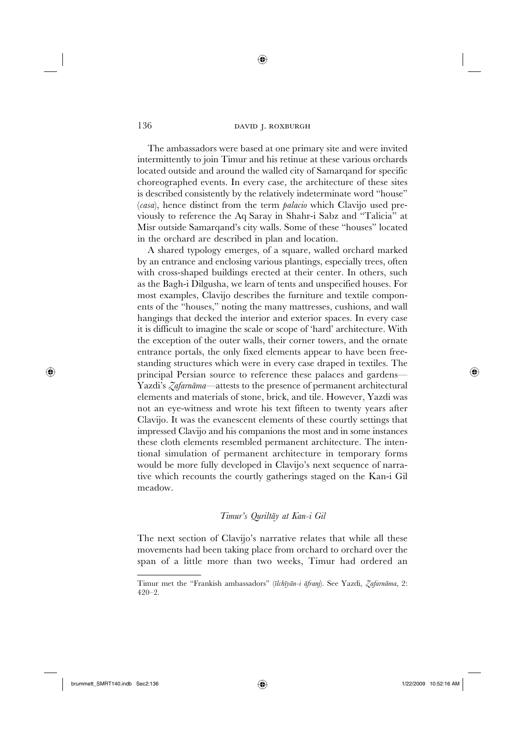The ambassadors were based at one primary site and were invited intermittently to join Timur and his retinue at these various orchards located outside and around the walled city of Samarqand for specific choreographed events. In every case, the architecture of these sites is described consistently by the relatively indeterminate word "house" (*casa*), hence distinct from the term *palacio* which Clavijo used previously to reference the Aq Saray in Shahr-i Sabz and "Talicia" at Misr outside Samarqand's city walls. Some of these "houses" located in the orchard are described in plan and location.

A shared typology emerges, of a square, walled orchard marked by an entrance and enclosing various plantings, especially trees, often with cross-shaped buildings erected at their center. In others, such as the Bagh-i Dilgusha, we learn of tents and unspecified houses. For most examples, Clavijo describes the furniture and textile components of the "houses," noting the many mattresses, cushions, and wall hangings that decked the interior and exterior spaces. In every case it is difficult to imagine the scale or scope of 'hard' architecture. With the exception of the outer walls, their corner towers, and the ornate entrance portals, the only fixed elements appear to have been freestanding structures which were in every case draped in textiles. The principal Persian source to reference these palaces and gardens—Yazdi's *Zafarnāma*—attests to the presence of permanent architectural elements and materials of stone, brick, and tile. However, Yazdi was not an eye-witness and wrote his text fifteen to twenty years after Clavijo. It was the evanescent elements of these courtly settings that impressed Clavijo and his companions the most and in some instances these cloth elements resembled permanent architecture. The intentional simulation of permanent architecture in temporary forms would be more fully developed in Clavijo's next sequence of narrative which recounts the courtly gatherings staged on the Kan-i Gil meadow.

### *Timur's Quriltāy at Kan-i Gil*

The next section of Clavijo's narrative relates that while all these movements had been taking place from orchard to orchard over the span of a little more than two weeks, Timur had ordered an

---

Timur met the "Frankish ambassadors" (*īlchīyān-i āfranj*). See Yazdi, *Zafarnāma*, 2: 420–2.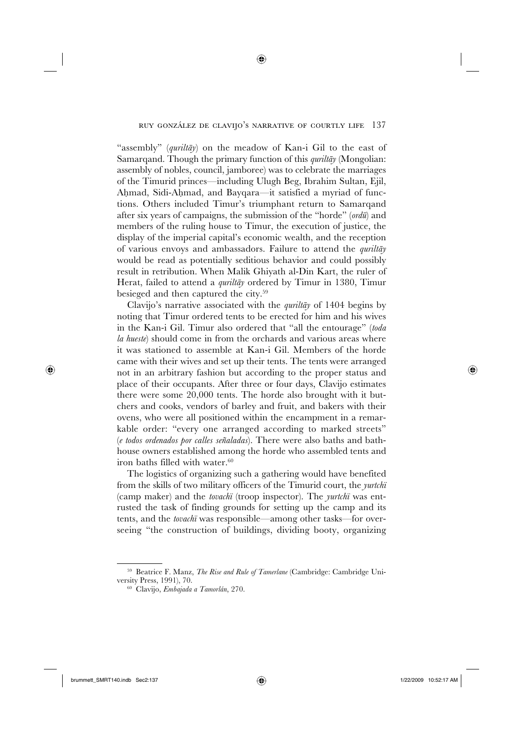"assembly" (*quriltāy*) on the meadow of Kan-i Gil to the east of Samarqand. Though the primary function of this *quriltāy* (Mongolian: assembly of nobles, council, jamboree) was to celebrate the marriages of the Timurid princes—including Ulugh Beg, Ibrahim Sultan, Ejil, Aḥmad, Sidi-Aḥmad, and Bayqara—it satisfied a myriad of functions. Others included Timur's triumphant return to Samarqand after six years of campaigns, the submission of the "horde" (*ordū*) and members of the ruling house to Timur, the execution of justice, the display of the imperial capital's economic wealth, and the reception of various envoys and ambassadors. Failure to attend the *quriltāy* would be read as potentially seditious behavior and could possibly result in retribution. When Malik Ghiyath al-Din Kart, the ruler of Herat, failed to attend a *quriltāy* ordered by Timur in 1380, Timur besieged and then captured the city.[59]

Clavijo's narrative associated with the *quriltāy* of 1404 begins by noting that Timur ordered tents to be erected for him and his wives in the Kan-i Gil. Timur also ordered that "all the entourage" (*toda la hueste*) should come in from the orchards and various areas where it was stationed to assemble at Kan-i Gil. Members of the horde came with their wives and set up their tents. The tents were arranged not in an arbitrary fashion but according to the proper status and place of their occupants. After three or four days, Clavijo estimates there were some 20,000 tents. The horde also brought with it butchers and cooks, vendors of barley and fruit, and bakers with their ovens, who were all positioned within the encampment in a remarkable order: "every one arranged according to marked streets" (*e todos ordenados por calles señaladas*). There were also baths and bathhouse owners established among the horde who assembled tents and iron baths filled with water.[60]

The logistics of organizing such a gathering would have benefited from the skills of two military officers of the Timurid court, the *yurtchï* (camp maker) and the *tovachï* (troop inspector). The *yurtchï* was entrusted the task of finding grounds for setting up the camp and its tents, and the *tovachï* was responsible—among other tasks—for overseeing "the construction of buildings, dividing booty, organizing

---

[59] Beatrice F. Manz, *The Rise and Rule of Tamerlane* (Cambridge: Cambridge University Press, 1991), 70.

[60] Clavijo, *Embajada a Tamorlán*, 270.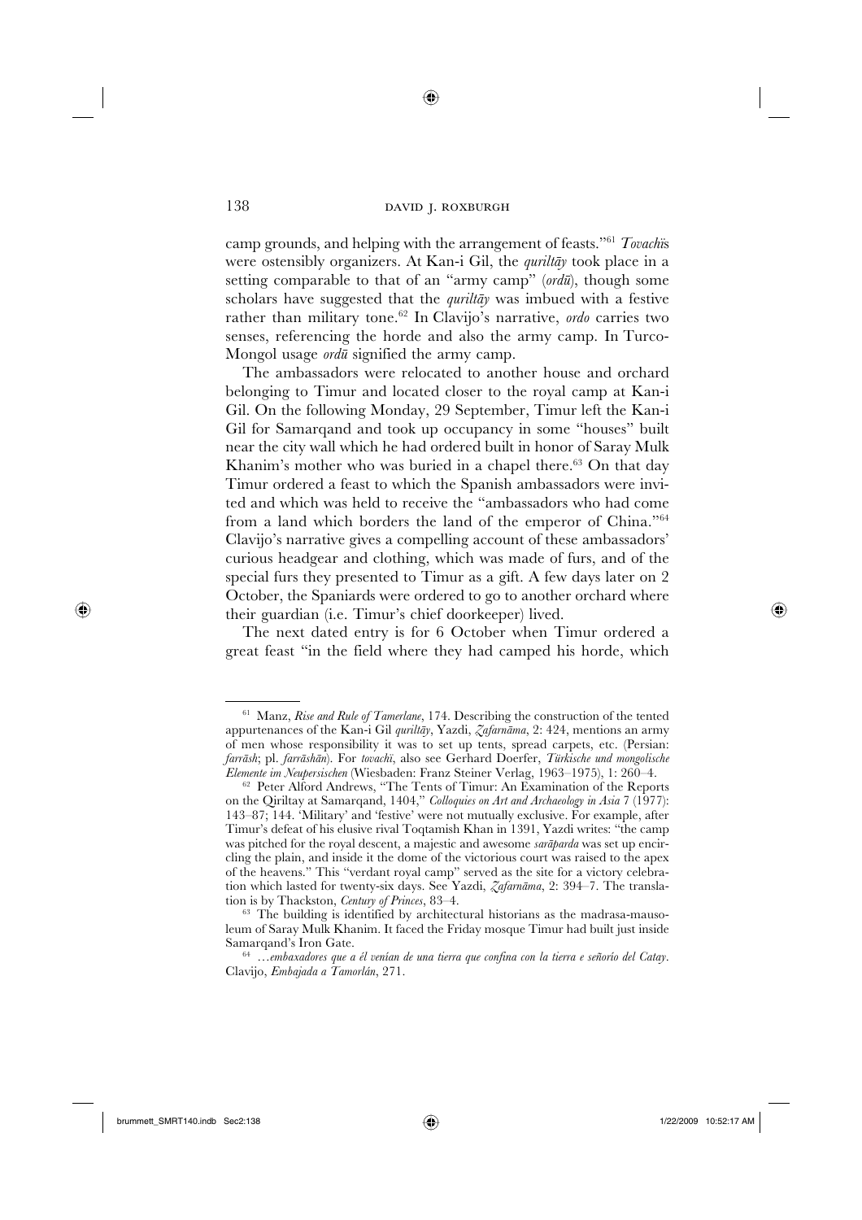camp grounds, and helping with the arrangement of feasts."[61] *Tovachī*s were ostensibly organizers. At Kan-i Gil, the *quriltāy* took place in a setting comparable to that of an "army camp" (*ordū*), though some scholars have suggested that the *quriltāy* was imbued with a festive rather than military tone.[62] In Clavijo's narrative, *ordo* carries two senses, referencing the horde and also the army camp. In Turco-Mongol usage *ordū* signified the army camp.

The ambassadors were relocated to another house and orchard belonging to Timur and located closer to the royal camp at Kan-i Gil. On the following Monday, 29 September, Timur left the Kan-i Gil for Samarqand and took up occupancy in some "houses" built near the city wall which he had ordered built in honor of Saray Mulk Khanim's mother who was buried in a chapel there.[63] On that day Timur ordered a feast to which the Spanish ambassadors were invited and which was held to receive the "ambassadors who had come from a land which borders the land of the emperor of China."[64] Clavijo's narrative gives a compelling account of these ambassadors' curious headgear and clothing, which was made of furs, and of the special furs they presented to Timur as a gift. A few days later on 2 October, the Spaniards were ordered to go to another orchard where their guardian (i.e. Timur's chief doorkeeper) lived.

The next dated entry is for 6 October when Timur ordered a great feast "in the field where they had camped his horde, which

---

[61] Manz, *Rise and Rule of Tamerlane*, 174. Describing the construction of the tented appurtenances of the Kan-i Gil *quriltāy*, Yazdi, *Ẓafarnāma*, 2: 424, mentions an army of men whose responsibility it was to set up tents, spread carpets, etc. (Persian: *farrāsh*; pl. *farrāshān*). For *tovachī*, also see Gerhard Doerfer, *Türkische und mongolische Elemente im Neupersischen* (Wiesbaden: Franz Steiner Verlag, 1963–1975), 1: 260–4.

[62] Peter Alford Andrews, "The Tents of Timur: An Examination of the Reports on the Qiriltay at Samarqand, 1404," *Colloquies on Art and Archaeology in Asia* 7 (1977): 143–87; 144. 'Military' and 'festive' were not mutually exclusive. For example, after Timur's defeat of his elusive rival Toqtamish Khan in 1391, Yazdi writes: "the camp was pitched for the royal descent, a majestic and awesome *sarāparda* was set up encircling the plain, and inside it the dome of the victorious court was raised to the apex of the heavens." This "verdant royal camp" served as the site for a victory celebration which lasted for twenty-six days. See Yazdi, *Ẓafarnāma*, 2: 394–7. The translation is by Thackston, *Century of Princes*, 83–4.

[63] The building is identified by architectural historians as the madrasa-mausoleum of Saray Mulk Khanim. It faced the Friday mosque Timur had built just inside Samarqand's Iron Gate.

[64] *…embaxadores que a él venían de una tierra que confina con la tierra e señorío del Catay*. Clavijo, *Embajada a Tamorlán*, 271.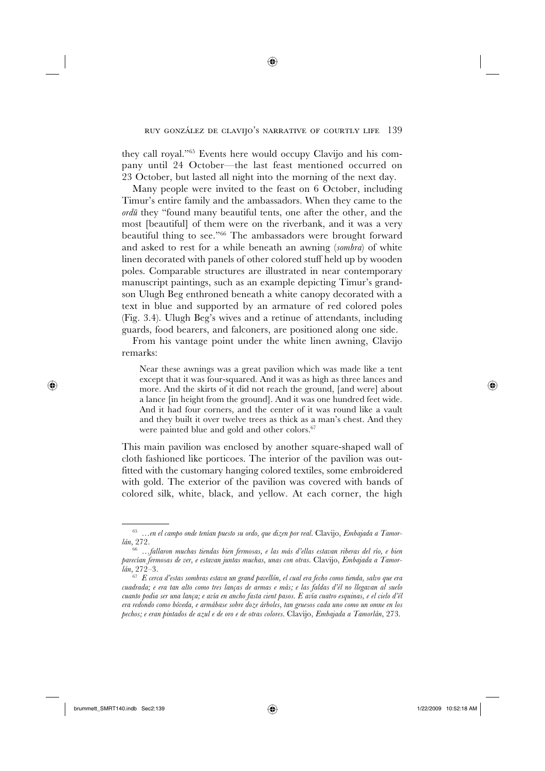they call royal."[65] Events here would occupy Clavijo and his company until 24 October—the last feast mentioned occurred on 23 October, but lasted all night into the morning of the next day.

Many people were invited to the feast on 6 October, including Timur's entire family and the ambassadors. When they came to the *ordū* they "found many beautiful tents, one after the other, and the most [beautiful] of them were on the riverbank, and it was a very beautiful thing to see."[66] The ambassadors were brought forward and asked to rest for a while beneath an awning (*sombra*) of white linen decorated with panels of other colored stuff held up by wooden poles. Comparable structures are illustrated in near contemporary manuscript paintings, such as an example depicting Timur's grandson Ulugh Beg enthroned beneath a white canopy decorated with a text in blue and supported by an armature of red colored poles (Fig. 3.4). Ulugh Beg's wives and a retinue of attendants, including guards, food bearers, and falconers, are positioned along one side.

From his vantage point under the white linen awning, Clavijo remarks:

> Near these awnings was a great pavilion which was made like a tent except that it was four-squared. And it was as high as three lances and more. And the skirts of it did not reach the ground, [and were] about a lance [in height from the ground]. And it was one hundred feet wide. And it had four corners, and the center of it was round like a vault and they built it over twelve trees as thick as a man's chest. And they were painted blue and gold and other colors.[67]

This main pavilion was enclosed by another square-shaped wall of cloth fashioned like porticoes. The interior of the pavilion was outfitted with the customary hanging colored textiles, some embroidered with gold. The exterior of the pavilion was covered with bands of colored silk, white, black, and yellow. At each corner, the high

---

[65] *…en el campo onde tenían puesto su ordo, que dizen por real*. Clavijo, *Embajada a Tamorlán*, 272.

[66] *…fallaron muchas tiendas bien fermosas, e las más d'ellas estavan riberas del río, e bien parecían fermosas de ver, e estavan juntas muchas, unas con otras*. Clavijo, *Embajada a Tamorlán*, 272–3.

[67] *E cerca d'estas sombras estava un grand pavellón, el cual era fecho como tienda, salvo que era cuadrada; e era tan alto como tres lanças de armas e más; e las faldas d'él no llegavan al suelo cuanto podia ser una lança; e avía en ancho fasta cient pasos. E avía cuatro esquinas, e el cielo d'él era redondo como bóveda, e armábase sobre doze árboles, tan gruesos cada uno como un omne en los pechos; e eran pintados de azul e de oro e de otras colores*. Clavijo, *Embajada a Tamorlán*, 273.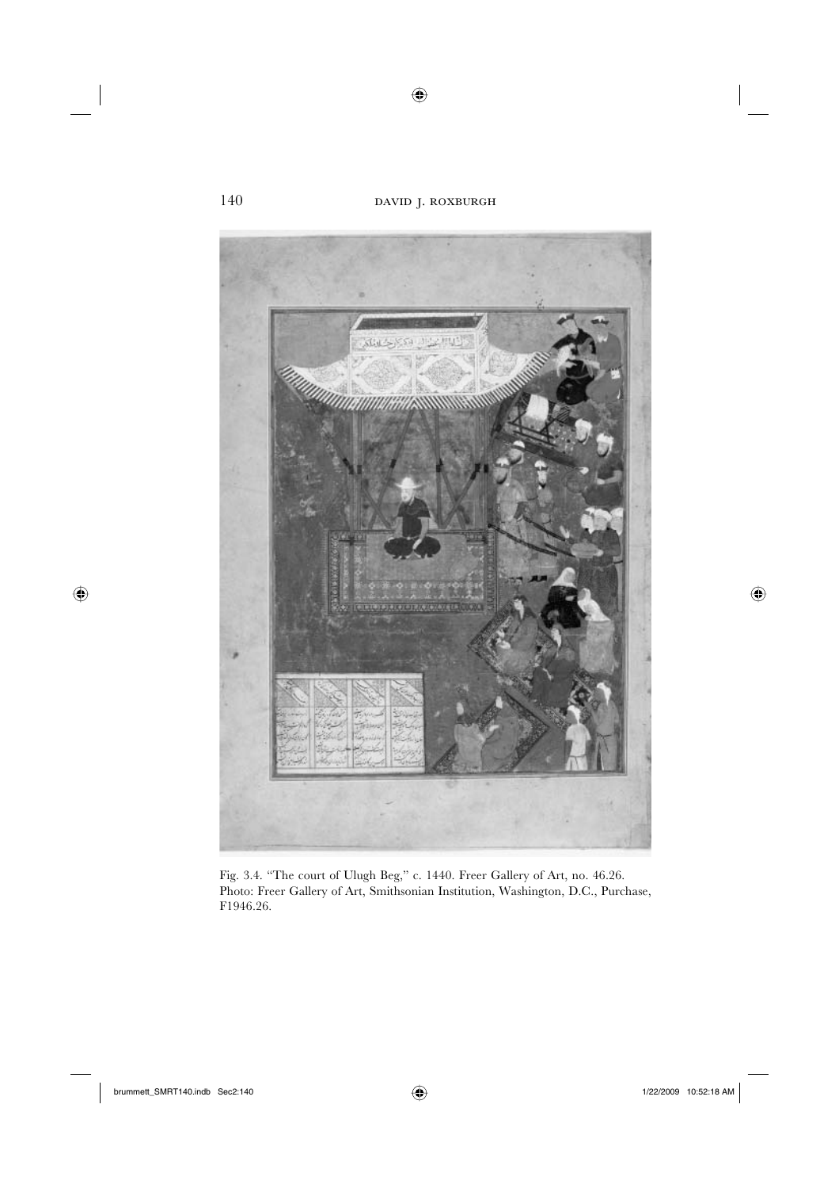Fig. 3.4. "The court of Ulugh Beg," c. 1440. Freer Gallery of Art, no. 46.26. Photo: Freer Gallery of Art, Smithsonian Institution, Washington, D.C., Purchase, F1946.26.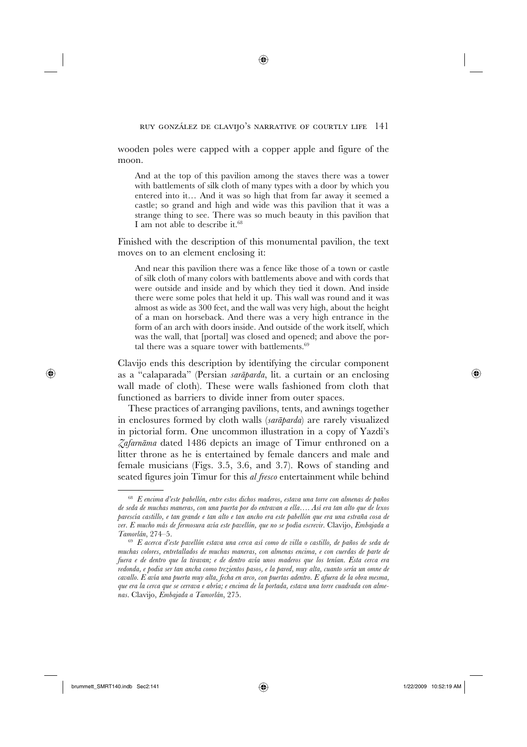wooden poles were capped with a copper apple and figure of the moon.

> And at the top of this pavilion among the staves there was a tower with battlements of silk cloth of many types with a door by which you entered into it… And it was so high that from far away it seemed a castle; so grand and high and wide was this pavilion that it was a strange thing to see. There was so much beauty in this pavilion that I am not able to describe it.[68]

Finished with the description of this monumental pavilion, the text moves on to an element enclosing it:

> And near this pavilion there was a fence like those of a town or castle of silk cloth of many colors with battlements above and with cords that were outside and inside and by which they tied it down. And inside there were some poles that held it up. This wall was round and it was almost as wide as 300 feet, and the wall was very high, about the height of a man on horseback. And there was a very high entrance in the form of an arch with doors inside. And outside of the work itself, which was the wall, that [portal] was closed and opened; and above the portal there was a square tower with battlements.[69]

Clavijo ends this description by identifying the circular component as a "calaparada" (Persian *sarāparda*, lit. a curtain or an enclosing wall made of cloth). These were walls fashioned from cloth that functioned as barriers to divide inner from outer spaces.

These practices of arranging pavilions, tents, and awnings together in enclosures formed by cloth walls (*sarāparda*) are rarely visualized in pictorial form. One uncommon illustration in a copy of Yazdi's *Ẓafarnāma* dated 1486 depicts an image of Timur enthroned on a litter throne as he is entertained by female dancers and male and female musicians (Figs. 3.5, 3.6, and 3.7). Rows of standing and seated figures join Timur for this *al fresco* entertainment while behind

---

[68] *E encima d'este pabellón, entre estos dichos maderos, estava una torre con almenas de paños de seda de muchas maneras, con una puerta por do entravan a ella…. Así era tan alto que de lexos parescía castillo, e tan grande e tan alto e tan ancho era este pabellón que era una estraña cosa de ver. E mucho más de fermosura avía este pavellón, que no se podía escrevir.* Clavijo, *Embajada a Tamorlán*, 274–5.

[69] *E acerca d'este pavellón estava una cerca así como de villa o castillo, de paños de seda de muchas colores, entretallados de muchas maneras, con almenas encima, e con cuerdas de parte de fuera e de dentro que la tiravan; e de dentro avía unos maderos que los tenían. Esta cerca era redonda, e podía ser tan ancha como trezientos pasos, e la pared, muy alta, cuanto sería un omne de cavallo. E avía una puerta muy alta, fecha en arco, con puertas adentro. E afuera de la obra mesma, que era la cerca que se cerrava e abría; e encima de la portada, estava una torre cuadrada con almenas.* Clavijo, *Embajada a Tamorlán*, 275.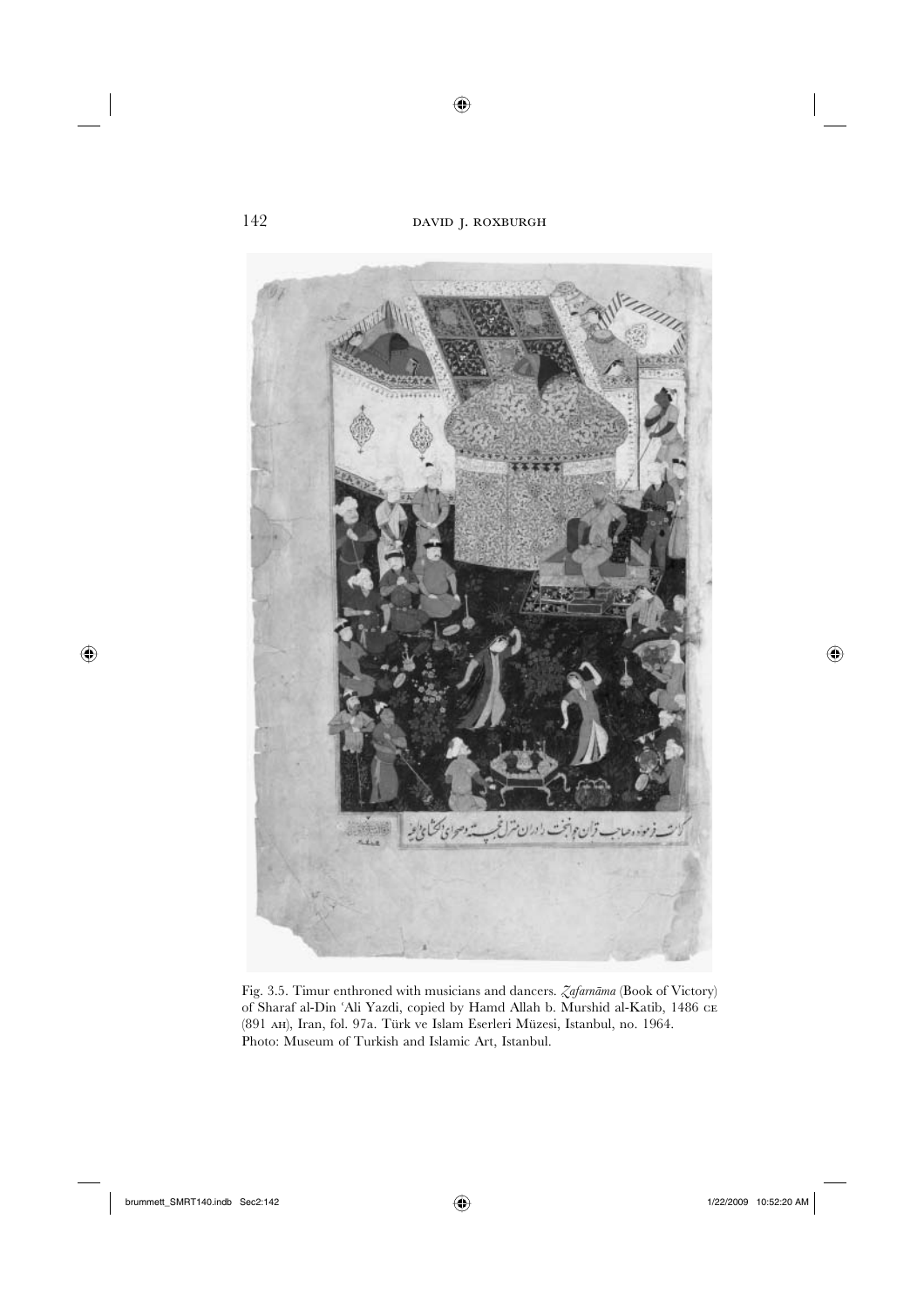Fig. 3.5. Timur enthroned with musicians and dancers. *Zafarnāma* (Book of Victory) of Sharaf al-Din ʿAli Yazdi, copied by Hamd Allah b. Murshid al-Katib, 1486 CE (891 AH), Iran, fol. 97a. Türk ve Islam Eserleri Müzesi, Istanbul, no. 1964. Photo: Museum of Turkish and Islamic Art, Istanbul.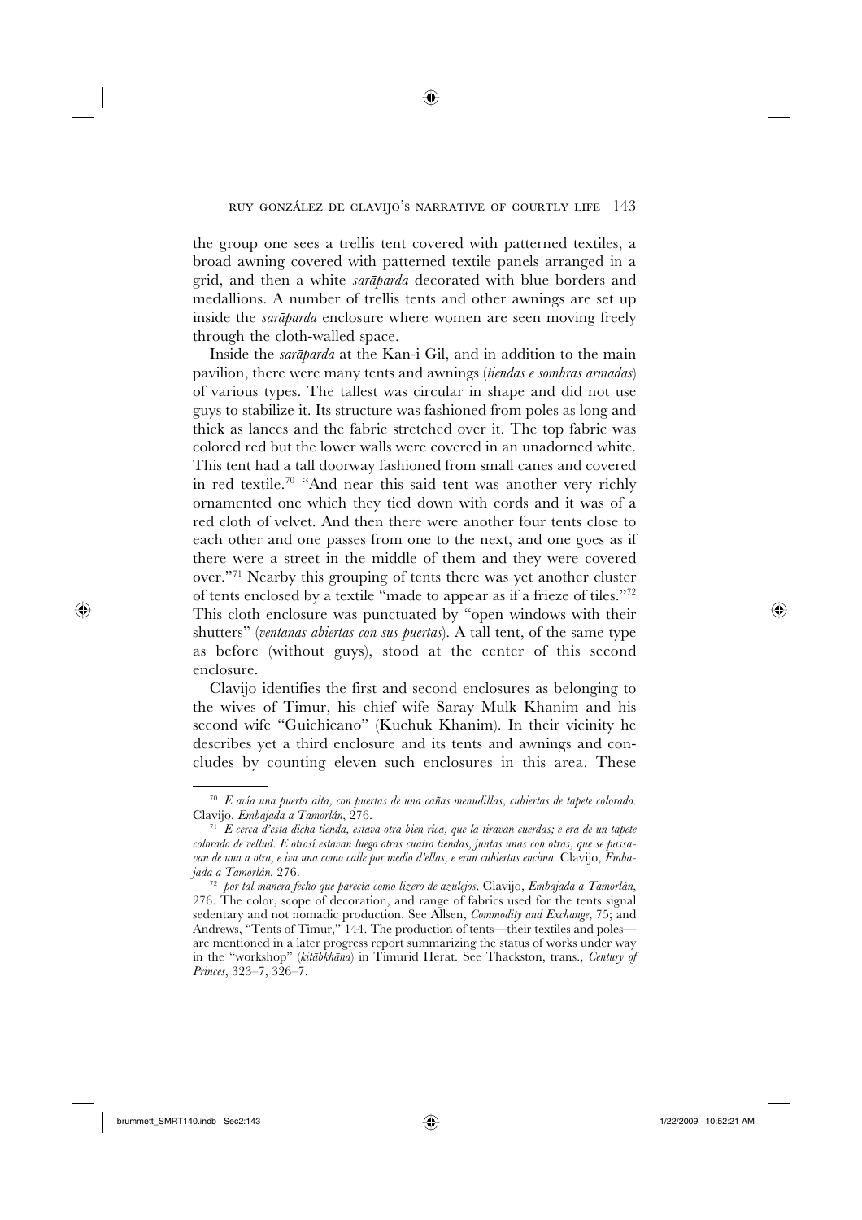the group one sees a trellis tent covered with patterned textiles, a broad awning covered with patterned textile panels arranged in a grid, and then a white *sarāparda* decorated with blue borders and medallions. A number of trellis tents and other awnings are set up inside the *sarāparda* enclosure where women are seen moving freely through the cloth-walled space.

Inside the *sarāparda* at the Kan-i Gil, and in addition to the main pavilion, there were many tents and awnings (*tiendas e sombras armadas*) of various types. The tallest was circular in shape and did not use guys to stabilize it. Its structure was fashioned from poles as long and thick as lances and the fabric stretched over it. The top fabric was colored red but the lower walls were covered in an unadorned white. This tent had a tall doorway fashioned from small canes and covered in red textile.[70] "And near this said tent was another very richly ornamented one which they tied down with cords and it was of a red cloth of velvet. And then there were another four tents close to each other and one passes from one to the next, and one goes as if there were a street in the middle of them and they were covered over."[71] Nearby this grouping of tents there was yet another cluster of tents enclosed by a textile "made to appear as if a frieze of tiles."[72] This cloth enclosure was punctuated by "open windows with their shutters" (*ventanas abiertas con sus puertas*). A tall tent, of the same type as before (without guys), stood at the center of this second enclosure.

Clavijo identifies the first and second enclosures as belonging to the wives of Timur, his chief wife Saray Mulk Khanim and his second wife "Guichicano" (Kuchuk Khanim). In their vicinity he describes yet a third enclosure and its tents and awnings and concludes by counting eleven such enclosures in this area. These

---

[70] *E avía una puerta alta, con puertas de una cañas menudillas, cubiertas de tapete colorado.* Clavijo, *Embajada a Tamorlán*, 276.

[71] *E cerca d'esta dicha tienda, estava otra bien rica, que la tiravan cuerdas; e era de un tapete colorado de vellud. E otrosí estavan luego otras cuatro tiendas, juntas unas con otras, que se passavan de una a otra, e iva una como calle por medio d'ellas, e eran cubiertas encima.* Clavijo, *Embajada a Tamorlán*, 276.

[72] *por tal manera fecho que parecía como lizero de azulejos*. Clavijo, *Embajada a Tamorlán*, 276. The color, scope of decoration, and range of fabrics used for the tents signal sedentary and not nomadic production. See Allsen, *Commodity and Exchange*, 75; and Andrews, "Tents of Timur," 144. The production of tents—their textiles and poles—are mentioned in a later progress report summarizing the status of works under way in the "workshop" (*kitābkhāna*) in Timurid Herat. See Thackston, trans., *Century of Princes*, 323–7, 326–7.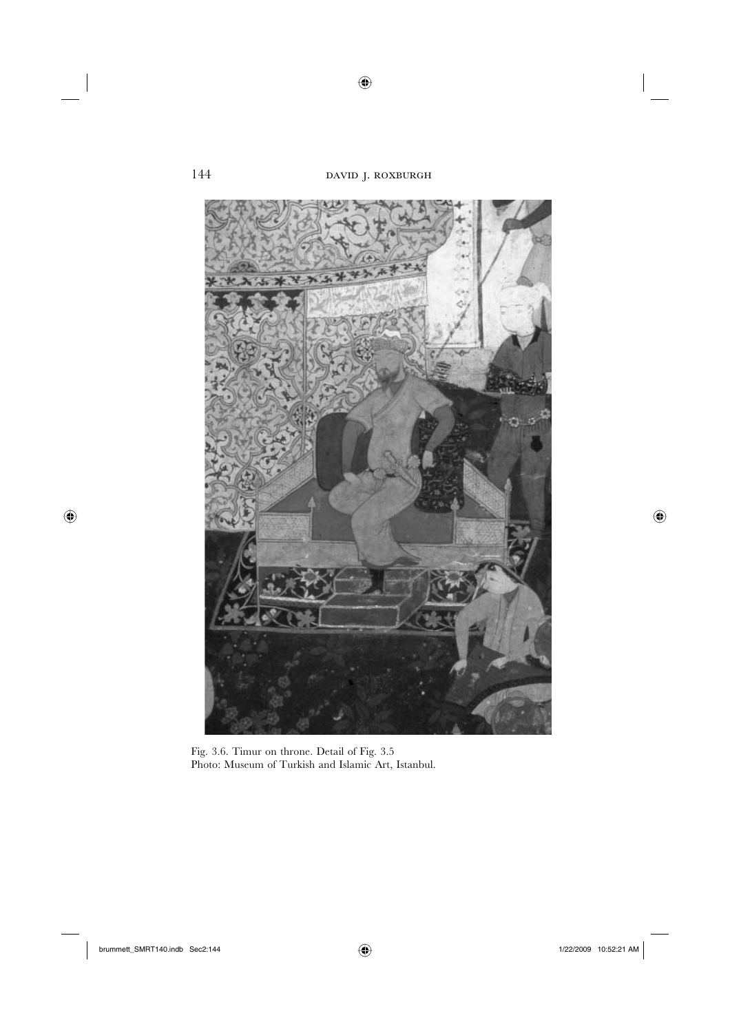Fig. 3.6. Timur on throne. Detail of Fig. 3.5
Photo: Museum of Turkish and Islamic Art, Istanbul.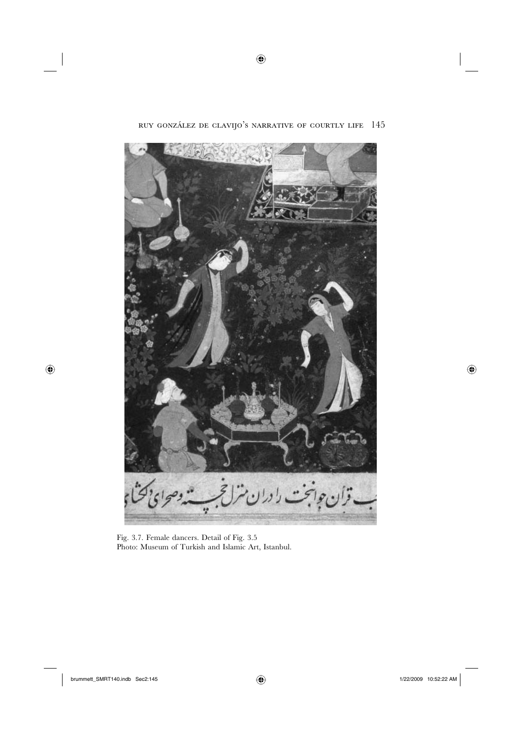Fig. 3.7. Female dancers. Detail of Fig. 3.5
Photo: Museum of Turkish and Islamic Art, Istanbul.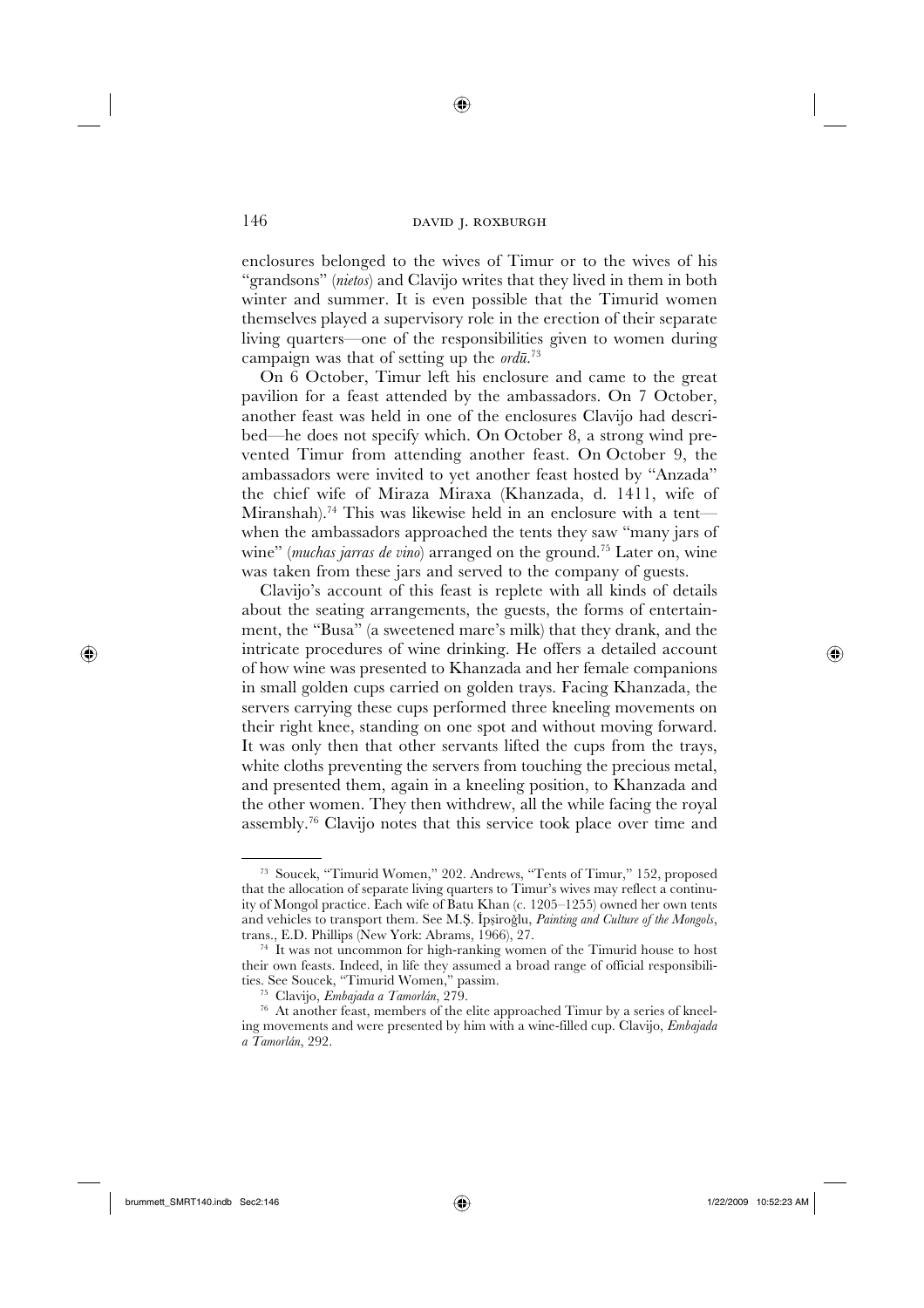enclosures belonged to the wives of Timur or to the wives of his "grandsons" (*nietos*) and Clavijo writes that they lived in them in both winter and summer. It is even possible that the Timurid women themselves played a supervisory role in the erection of their separate living quarters—one of the responsibilities given to women during campaign was that of setting up the *ordū*.[73]

On 6 October, Timur left his enclosure and came to the great pavilion for a feast attended by the ambassadors. On 7 October, another feast was held in one of the enclosures Clavijo had described—he does not specify which. On October 8, a strong wind prevented Timur from attending another feast. On October 9, the ambassadors were invited to yet another feast hosted by "Anzada" the chief wife of Miraza Miraxa (Khanzada, d. 1411, wife of Miranshah).[74] This was likewise held in an enclosure with a tent—when the ambassadors approached the tents they saw "many jars of wine" (*muchas jarras de vino*) arranged on the ground.[75] Later on, wine was taken from these jars and served to the company of guests.

Clavijo's account of this feast is replete with all kinds of details about the seating arrangements, the guests, the forms of entertainment, the "Busa" (a sweetened mare's milk) that they drank, and the intricate procedures of wine drinking. He offers a detailed account of how wine was presented to Khanzada and her female companions in small golden cups carried on golden trays. Facing Khanzada, the servers carrying these cups performed three kneeling movements on their right knee, standing on one spot and without moving forward. It was only then that other servants lifted the cups from the trays, white cloths preventing the servers from touching the precious metal, and presented them, again in a kneeling position, to Khanzada and the other women. They then withdrew, all the while facing the royal assembly.[76] Clavijo notes that this service took place over time and

---

[73] Soucek, "Timurid Women," 202. Andrews, "Tents of Timur," 152, proposed that the allocation of separate living quarters to Timur's wives may reflect a continuity of Mongol practice. Each wife of Batu Khan (c. 1205–1255) owned her own tents and vehicles to transport them. See M.Ş. İpşiroğlu, *Painting and Culture of the Mongols*, trans., E.D. Phillips (New York: Abrams, 1966), 27.

[74] It was not uncommon for high-ranking women of the Timurid house to host their own feasts. Indeed, in life they assumed a broad range of official responsibilities. See Soucek, "Timurid Women," passim.

[75] Clavijo, *Embajada a Tamorlán*, 279.

[76] At another feast, members of the elite approached Timur by a series of kneeling movements and were presented by him with a wine-filled cup. Clavijo, *Embajada a Tamorlán*, 292.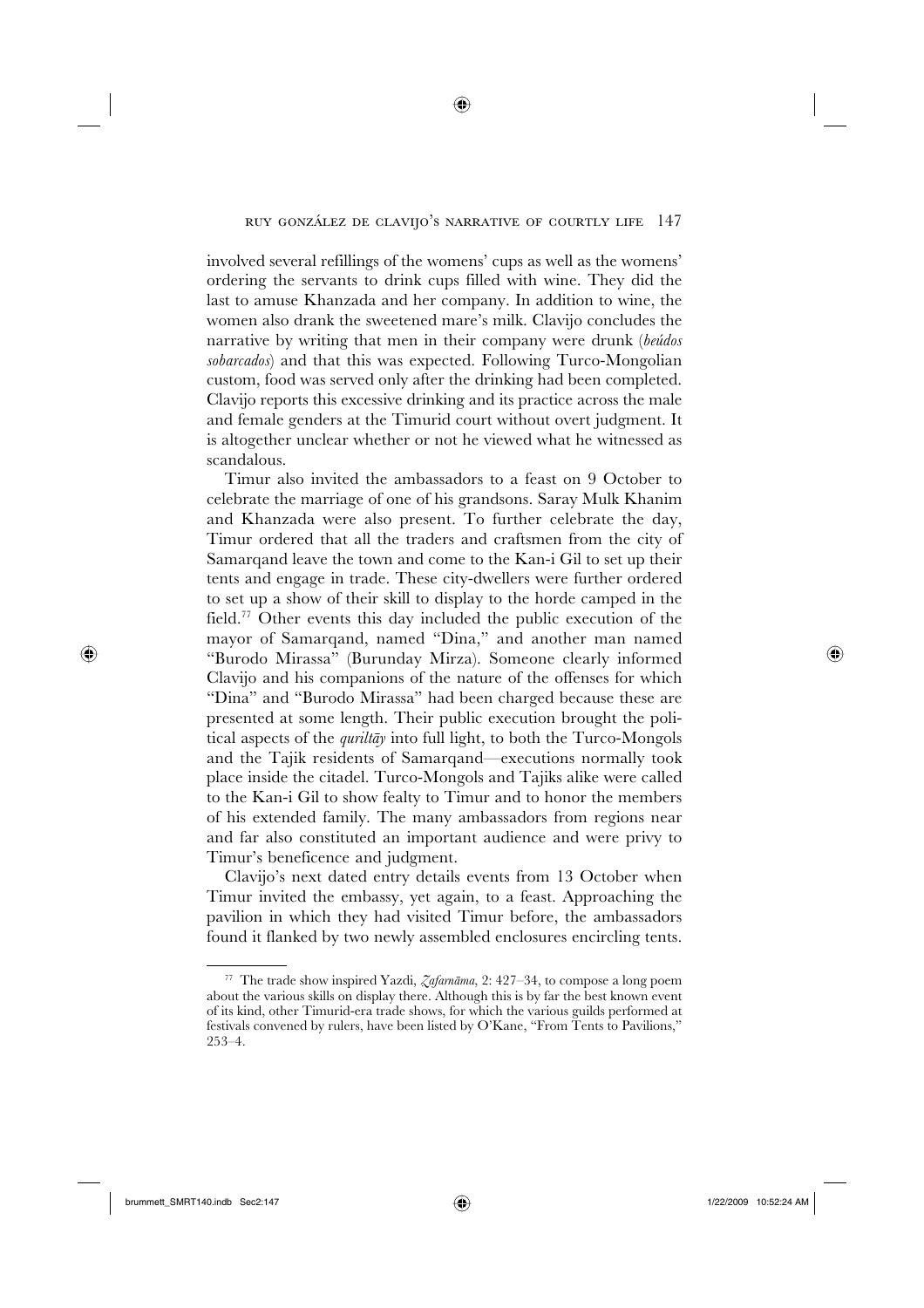involved several refillings of the womens' cups as well as the womens' ordering the servants to drink cups filled with wine. They did the last to amuse Khanzada and her company. In addition to wine, the women also drank the sweetened mare's milk. Clavijo concludes the narrative by writing that men in their company were drunk (*beúdos sobarcados*) and that this was expected. Following Turco-Mongolian custom, food was served only after the drinking had been completed. Clavijo reports this excessive drinking and its practice across the male and female genders at the Timurid court without overt judgment. It is altogether unclear whether or not he viewed what he witnessed as scandalous.

Timur also invited the ambassadors to a feast on 9 October to celebrate the marriage of one of his grandsons. Saray Mulk Khanim and Khanzada were also present. To further celebrate the day, Timur ordered that all the traders and craftsmen from the city of Samarqand leave the town and come to the Kan-i Gil to set up their tents and engage in trade. These city-dwellers were further ordered to set up a show of their skill to display to the horde camped in the field.[77] Other events this day included the public execution of the mayor of Samarqand, named "Dina," and another man named "Burodo Mirassa" (Burunday Mirza). Someone clearly informed Clavijo and his companions of the nature of the offenses for which "Dina" and "Burodo Mirassa" had been charged because these are presented at some length. Their public execution brought the political aspects of the *quriltāy* into full light, to both the Turco-Mongols and the Tajik residents of Samarqand—executions normally took place inside the citadel. Turco-Mongols and Tajiks alike were called to the Kan-i Gil to show fealty to Timur and to honor the members of his extended family. The many ambassadors from regions near and far also constituted an important audience and were privy to Timur's beneficence and judgment.

Clavijo's next dated entry details events from 13 October when Timur invited the embassy, yet again, to a feast. Approaching the pavilion in which they had visited Timur before, the ambassadors found it flanked by two newly assembled enclosures encircling tents.

---

[77] The trade show inspired Yazdi, *Ẓafarnāma*, 2: 427–34, to compose a long poem about the various skills on display there. Although this is by far the best known event of its kind, other Timurid-era trade shows, for which the various guilds performed at festivals convened by rulers, have been listed by O'Kane, "From Tents to Pavilions," 253–4.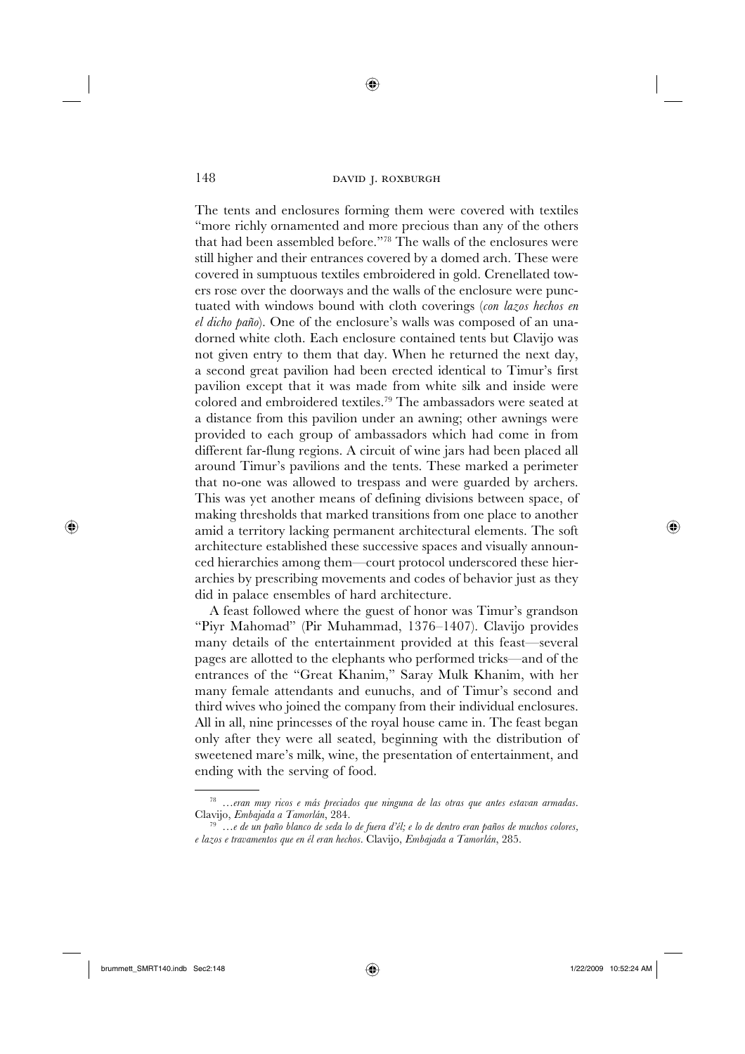The tents and enclosures forming them were covered with textiles "more richly ornamented and more precious than any of the others that had been assembled before."[78] The walls of the enclosures were still higher and their entrances covered by a domed arch. These were covered in sumptuous textiles embroidered in gold. Crenellated towers rose over the doorways and the walls of the enclosure were punctuated with windows bound with cloth coverings (*con lazos hechos en el dicho paño*). One of the enclosure's walls was composed of an unadorned white cloth. Each enclosure contained tents but Clavijo was not given entry to them that day. When he returned the next day, a second great pavilion had been erected identical to Timur's first pavilion except that it was made from white silk and inside were colored and embroidered textiles.[79] The ambassadors were seated at a distance from this pavilion under an awning; other awnings were provided to each group of ambassadors which had come in from different far-flung regions. A circuit of wine jars had been placed all around Timur's pavilions and the tents. These marked a perimeter that no-one was allowed to trespass and were guarded by archers. This was yet another means of defining divisions between space, of making thresholds that marked transitions from one place to another amid a territory lacking permanent architectural elements. The soft architecture established these successive spaces and visually announced hierarchies among them—court protocol underscored these hierarchies by prescribing movements and codes of behavior just as they did in palace ensembles of hard architecture.

A feast followed where the guest of honor was Timur's grandson "Piyr Mahomad" (Pir Muhammad, 1376–1407). Clavijo provides many details of the entertainment provided at this feast—several pages are allotted to the elephants who performed tricks—and of the entrances of the "Great Khanim," Saray Mulk Khanim, with her many female attendants and eunuchs, and of Timur's second and third wives who joined the company from their individual enclosures. All in all, nine princesses of the royal house came in. The feast began only after they were all seated, beginning with the distribution of sweetened mare's milk, wine, the presentation of entertainment, and ending with the serving of food.

---

[78] *…eran muy ricos e más preciados que ninguna de las otras que antes estavan armadas*. Clavijo, *Embajada a Tamorlán*, 284.

[79] *…e de un paño blanco de seda lo de fuera d'él; e lo de dentro eran paños de muchos colores, e lazos e travamentos que en él eran hechos*. Clavijo, *Embajada a Tamorlán*, 285.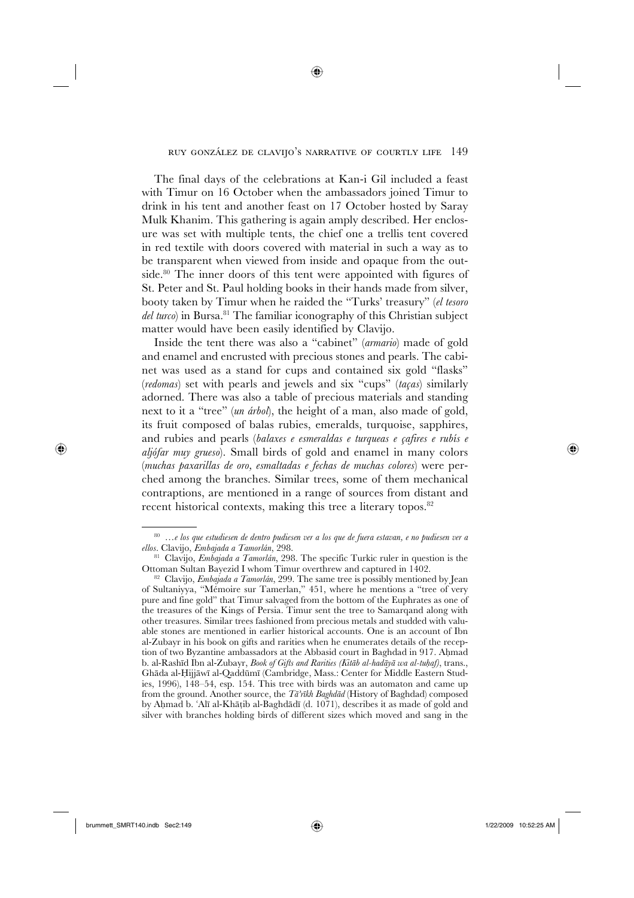The final days of the celebrations at Kan-i Gil included a feast with Timur on 16 October when the ambassadors joined Timur to drink in his tent and another feast on 17 October hosted by Saray Mulk Khanim. This gathering is again amply described. Her enclosure was set with multiple tents, the chief one a trellis tent covered in red textile with doors covered with material in such a way as to be transparent when viewed from inside and opaque from the outside.[80] The inner doors of this tent were appointed with figures of St. Peter and St. Paul holding books in their hands made from silver, booty taken by Timur when he raided the "Turks' treasury" (*el tesoro del turco*) in Bursa.[81] The familiar iconography of this Christian subject matter would have been easily identified by Clavijo.

Inside the tent there was also a "cabinet" (*armario*) made of gold and enamel and encrusted with precious stones and pearls. The cabinet was used as a stand for cups and contained six gold "flasks" (*redomas*) set with pearls and jewels and six "cups" (*taças*) similarly adorned. There was also a table of precious materials and standing next to it a "tree" (*un árbol*), the height of a man, also made of gold, its fruit composed of balas rubies, emeralds, turquoise, sapphires, and rubies and pearls (*balaxes e esmeraldas e turqueas e çafires e rubís e aljófar muy grueso*). Small birds of gold and enamel in many colors (*muchas paxarillas de oro, esmaltadas e fechas de muchas colores*) were perched among the branches. Similar trees, some of them mechanical contraptions, are mentioned in a range of sources from distant and recent historical contexts, making this tree a literary topos.[82]

---

[80] *…e los que estudiesen de dentro pudiesen ver a los que de fuera estavan, e no pudiesen ver a ellos*. Clavijo, *Embajada a Tamorlán*, 298.

[81] Clavijo, *Embajada a Tamorlán*, 298. The specific Turkic ruler in question is the Ottoman Sultan Bayezid I whom Timur overthrew and captured in 1402.

[82] Clavijo, *Embajada a Tamorlán*, 299. The same tree is possibly mentioned by Jean of Sultaniyya, "Mémoire sur Tamerlan," 451, where he mentions a "tree of very pure and fine gold" that Timur salvaged from the bottom of the Euphrates as one of the treasures of the Kings of Persia. Timur sent the tree to Samarqand along with other treasures. Similar trees fashioned from precious metals and studded with valuable stones are mentioned in earlier historical accounts. One is an account of Ibn al-Zubayr in his book on gifts and rarities when he enumerates details of the reception of two Byzantine ambassadors at the Abbasid court in Baghdad in 917. Aḥmad b. al-Rashīd Ibn al-Zubayr, *Book of Gifts and Rarities (Kitāb al-hadāyā wa al-tuḥaf)*, trans., Ghāda al-Ḥijjāwī al-Qaddūmī (Cambridge, Mass.: Center for Middle Eastern Studies, 1996), 148–54, esp. 154. This tree with birds was an automaton and came up from the ground. Another source, the *Tā'rīkh Baghdād* (History of Baghdad) composed by Aḥmad b. ʿAlī al-Khāṭib al-Baghdādī (d. 1071), describes it as made of gold and silver with branches holding birds of different sizes which moved and sang in the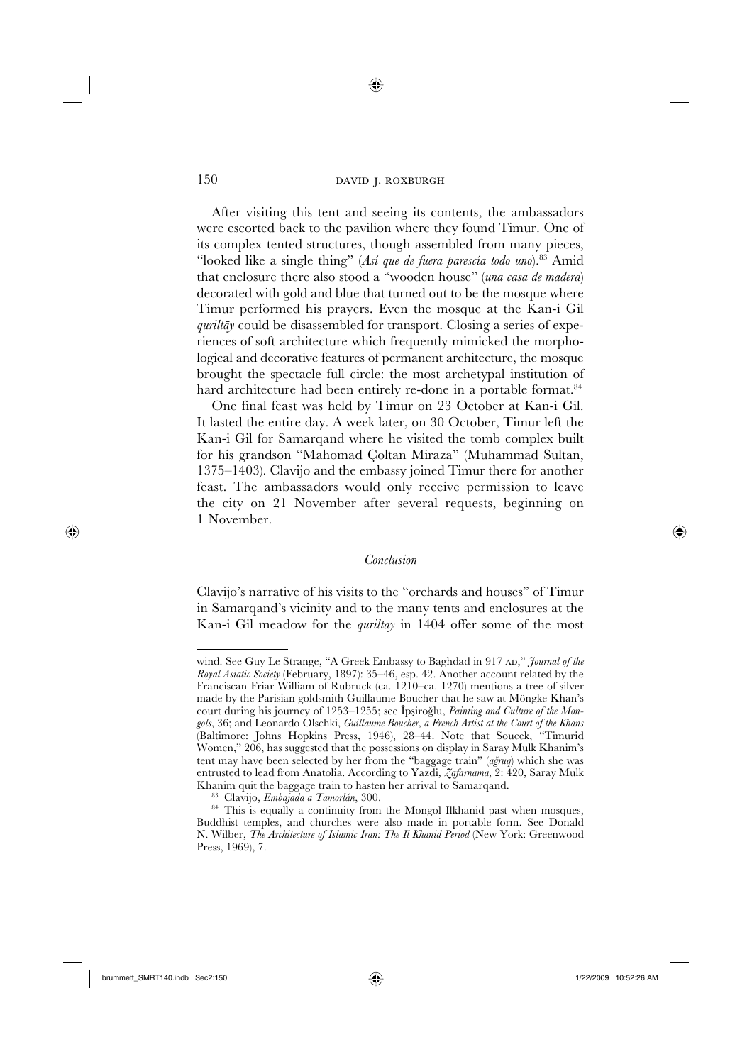After visiting this tent and seeing its contents, the ambassadors were escorted back to the pavilion where they found Timur. One of its complex tented structures, though assembled from many pieces, "looked like a single thing" (*Así que de fuera parescía todo uno*).[83] Amid that enclosure there also stood a "wooden house" (*una casa de madera*) decorated with gold and blue that turned out to be the mosque where Timur performed his prayers. Even the mosque at the Kan-i Gil *quriltāy* could be disassembled for transport. Closing a series of experiences of soft architecture which frequently mimicked the morphological and decorative features of permanent architecture, the mosque brought the spectacle full circle: the most archetypal institution of hard architecture had been entirely re-done in a portable format.[84]

One final feast was held by Timur on 23 October at Kan-i Gil. It lasted the entire day. A week later, on 30 October, Timur left the Kan-i Gil for Samarqand where he visited the tomb complex built for his grandson "Mahomad Çoltan Miraza" (Muhammad Sultan, 1375–1403). Clavijo and the embassy joined Timur there for another feast. The ambassadors would only receive permission to leave the city on 21 November after several requests, beginning on 1 November.

## *Conclusion*

Clavijo's narrative of his visits to the "orchards and houses" of Timur in Samarqand's vicinity and to the many tents and enclosures at the Kan-i Gil meadow for the *quriltāy* in 1404 offer some of the most

---

wind. See Guy Le Strange, "A Greek Embassy to Baghdad in 917 AD," *Journal of the Royal Asiatic Society* (February, 1897): 35–46, esp. 42. Another account related by the Franciscan Friar William of Rubruck (ca. 1210–ca. 1270) mentions a tree of silver made by the Parisian goldsmith Guillaume Boucher that he saw at Möngke Khan's court during his journey of 1253–1255; see İpşiroğlu, *Painting and Culture of the Mongols*, 36; and Leonardo Olschki, *Guillaume Boucher, a French Artist at the Court of the Khans* (Baltimore: Johns Hopkins Press, 1946), 28–44. Note that Soucek, "Timurid Women," 206, has suggested that the possessions on display in Saray Mulk Khanim's tent may have been selected by her from the "baggage train" (*ağruq*) which she was entrusted to lead from Anatolia. According to Yazdi, *Ẓafarnāma*, 2: 420, Saray Mulk Khanim quit the baggage train to hasten her arrival to Samarqand.

[83] Clavijo, *Embajada a Tamorlán*, 300.

[84] This is equally a continuity from the Mongol Ilkhanid past when mosques, Buddhist temples, and churches were also made in portable form. See Donald N. Wilber, *The Architecture of Islamic Iran: The Il Khanid Period* (New York: Greenwood Press, 1969), 7.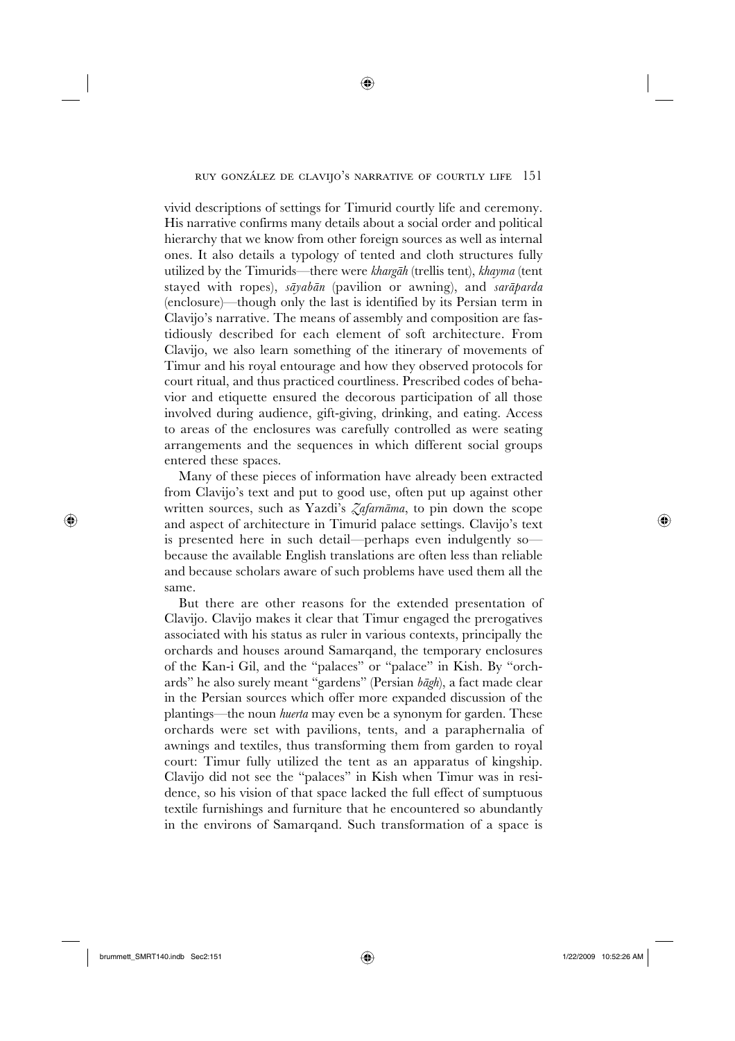vivid descriptions of settings for Timurid courtly life and ceremony. His narrative confirms many details about a social order and political hierarchy that we know from other foreign sources as well as internal ones. It also details a typology of tented and cloth structures fully utilized by the Timurids—there were *khargāh* (trellis tent), *khayma* (tent stayed with ropes), *sāyabān* (pavilion or awning), and *sarāparda* (enclosure)—though only the last is identified by its Persian term in Clavijo's narrative. The means of assembly and composition are fastidiously described for each element of soft architecture. From Clavijo, we also learn something of the itinerary of movements of Timur and his royal entourage and how they observed protocols for court ritual, and thus practiced courtliness. Prescribed codes of behavior and etiquette ensured the decorous participation of all those involved during audience, gift-giving, drinking, and eating. Access to areas of the enclosures was carefully controlled as were seating arrangements and the sequences in which different social groups entered these spaces.

Many of these pieces of information have already been extracted from Clavijo's text and put to good use, often put up against other written sources, such as Yazdi's *Ẓafarnāma*, to pin down the scope and aspect of architecture in Timurid palace settings. Clavijo's text is presented here in such detail—perhaps even indulgently so—because the available English translations are often less than reliable and because scholars aware of such problems have used them all the same.

But there are other reasons for the extended presentation of Clavijo. Clavijo makes it clear that Timur engaged the prerogatives associated with his status as ruler in various contexts, principally the orchards and houses around Samarqand, the temporary enclosures of the Kan-i Gil, and the "palaces" or "palace" in Kish. By "orchards" he also surely meant "gardens" (Persian *bāgh*), a fact made clear in the Persian sources which offer more expanded discussion of the plantings—the noun *huerta* may even be a synonym for garden. These orchards were set with pavilions, tents, and a paraphernalia of awnings and textiles, thus transforming them from garden to royal court: Timur fully utilized the tent as an apparatus of kingship. Clavijo did not see the "palaces" in Kish when Timur was in residence, so his vision of that space lacked the full effect of sumptuous textile furnishings and furniture that he encountered so abundantly in the environs of Samarqand. Such transformation of a space is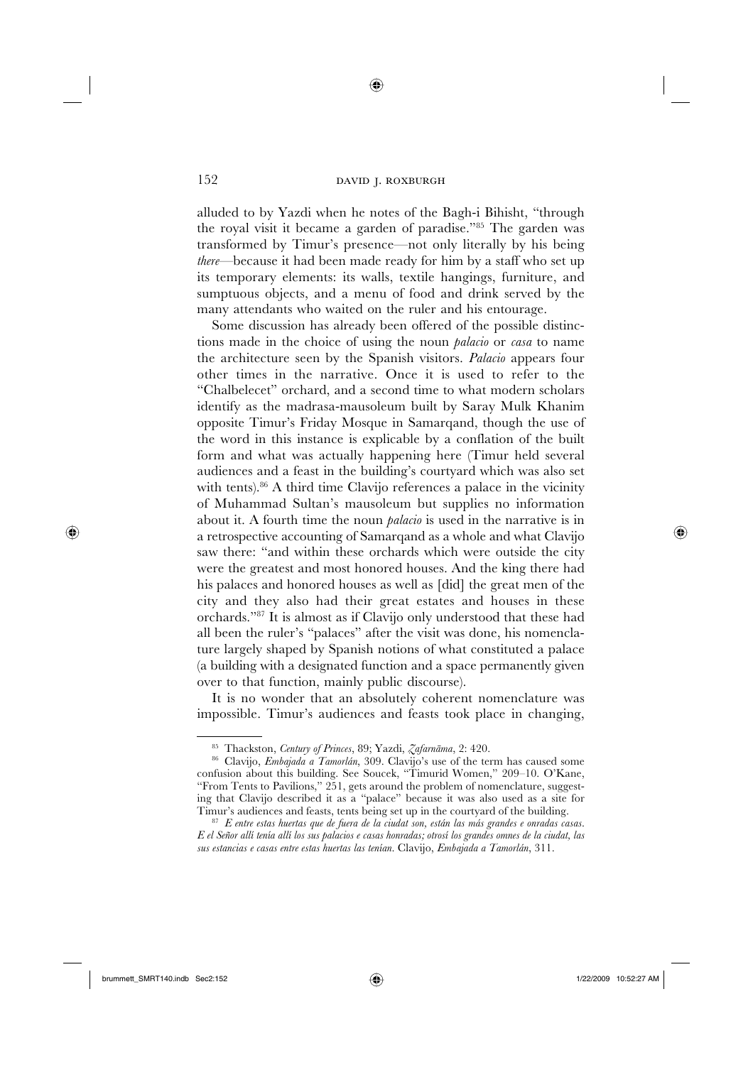alluded to by Yazdi when he notes of the Bagh-i Bihisht, "through the royal visit it became a garden of paradise."[85] The garden was transformed by Timur's presence—not only literally by his being *there*—because it had been made ready for him by a staff who set up its temporary elements: its walls, textile hangings, furniture, and sumptuous objects, and a menu of food and drink served by the many attendants who waited on the ruler and his entourage.

Some discussion has already been offered of the possible distinctions made in the choice of using the noun *palacio* or *casa* to name the architecture seen by the Spanish visitors. *Palacio* appears four other times in the narrative. Once it is used to refer to the "Chalbelecet" orchard, and a second time to what modern scholars identify as the madrasa-mausoleum built by Saray Mulk Khanim opposite Timur's Friday Mosque in Samarqand, though the use of the word in this instance is explicable by a conflation of the built form and what was actually happening here (Timur held several audiences and a feast in the building's courtyard which was also set with tents).[86] A third time Clavijo references a palace in the vicinity of Muhammad Sultan's mausoleum but supplies no information about it. A fourth time the noun *palacio* is used in the narrative is in a retrospective accounting of Samarqand as a whole and what Clavijo saw there: "and within these orchards which were outside the city were the greatest and most honored houses. And the king there had his palaces and honored houses as well as [did] the great men of the city and they also had their great estates and houses in these orchards."[87] It is almost as if Clavijo only understood that these had all been the ruler's "palaces" after the visit was done, his nomenclature largely shaped by Spanish notions of what constituted a palace (a building with a designated function and a space permanently given over to that function, mainly public discourse).

It is no wonder that an absolutely coherent nomenclature was impossible. Timur's audiences and feasts took place in changing,

---

[85] Thackston, *Century of Princes*, 89; Yazdi, *Ẓafarnāma*, 2: 420.

[86] Clavijo, *Embajada a Tamorlán*, 309. Clavijo's use of the term has caused some confusion about this building. See Soucek, "Timurid Women," 209–10. O'Kane, "From Tents to Pavilions," 251, gets around the problem of nomenclature, suggesting that Clavijo described it as a "palace" because it was also used as a site for Timur's audiences and feasts, tents being set up in the courtyard of the building.

[87] *E entre estas huertas que de fuera de la ciudat son, están las más grandes e onradas casas. E el Señor allí tenía allí los sus palacios e casas honradas; otrosí los grandes omnes de la ciudat, las sus estancias e casas entre estas huertas las tenían.* Clavijo, *Embajada a Tamorlán*, 311.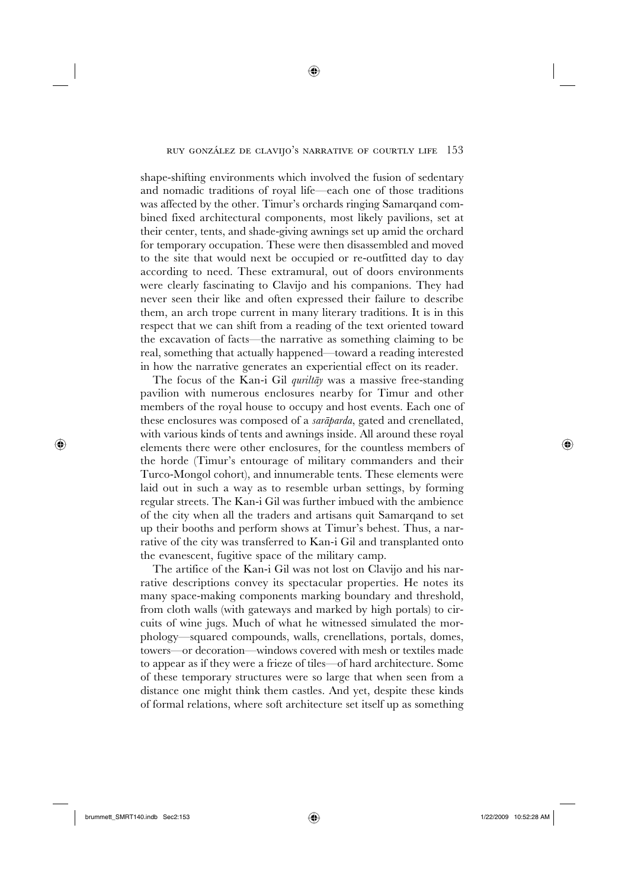shape-shifting environments which involved the fusion of sedentary and nomadic traditions of royal life—each one of those traditions was affected by the other. Timur's orchards ringing Samarqand combined fixed architectural components, most likely pavilions, set at their center, tents, and shade-giving awnings set up amid the orchard for temporary occupation. These were then disassembled and moved to the site that would next be occupied or re-outfitted day to day according to need. These extramural, out of doors environments were clearly fascinating to Clavijo and his companions. They had never seen their like and often expressed their failure to describe them, an arch trope current in many literary traditions. It is in this respect that we can shift from a reading of the text oriented toward the excavation of facts—the narrative as something claiming to be real, something that actually happened—toward a reading interested in how the narrative generates an experiential effect on its reader.

The focus of the Kan-i Gil *quriltāy* was a massive free-standing pavilion with numerous enclosures nearby for Timur and other members of the royal house to occupy and host events. Each one of these enclosures was composed of a *sarāparda*, gated and crenellated, with various kinds of tents and awnings inside. All around these royal elements there were other enclosures, for the countless members of the horde (Timur's entourage of military commanders and their Turco-Mongol cohort), and innumerable tents. These elements were laid out in such a way as to resemble urban settings, by forming regular streets. The Kan-i Gil was further imbued with the ambience of the city when all the traders and artisans quit Samarqand to set up their booths and perform shows at Timur's behest. Thus, a narrative of the city was transferred to Kan-i Gil and transplanted onto the evanescent, fugitive space of the military camp.

The artifice of the Kan-i Gil was not lost on Clavijo and his narrative descriptions convey its spectacular properties. He notes its many space-making components marking boundary and threshold, from cloth walls (with gateways and marked by high portals) to circuits of wine jugs. Much of what he witnessed simulated the morphology—squared compounds, walls, crenellations, portals, domes, towers—or decoration—windows covered with mesh or textiles made to appear as if they were a frieze of tiles—of hard architecture. Some of these temporary structures were so large that when seen from a distance one might think them castles. And yet, despite these kinds of formal relations, where soft architecture set itself up as something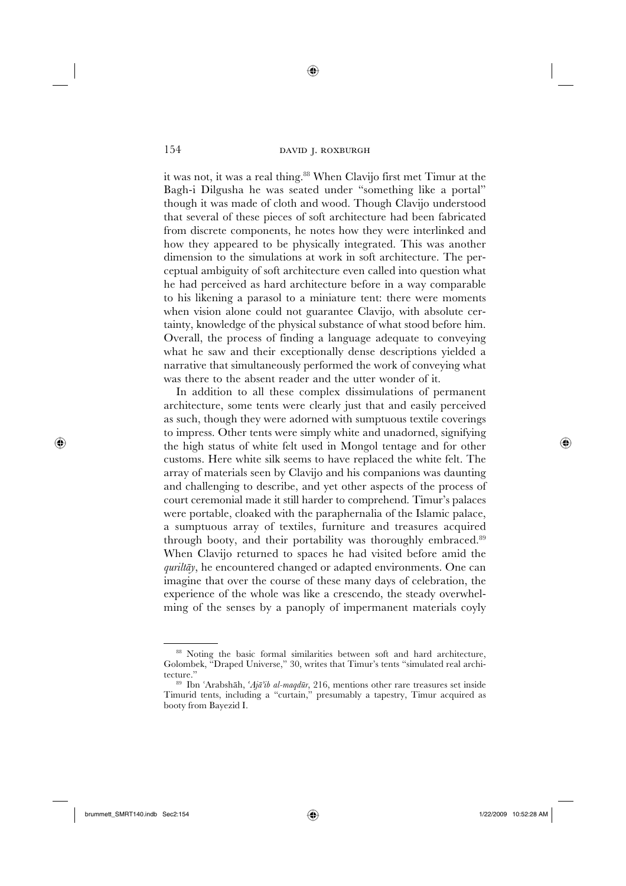it was not, it was a real thing.[88] When Clavijo first met Timur at the Bagh-i Dilgusha he was seated under "something like a portal" though it was made of cloth and wood. Though Clavijo understood that several of these pieces of soft architecture had been fabricated from discrete components, he notes how they were interlinked and how they appeared to be physically integrated. This was another dimension to the simulations at work in soft architecture. The perceptual ambiguity of soft architecture even called into question what he had perceived as hard architecture before in a way comparable to his likening a parasol to a miniature tent: there were moments when vision alone could not guarantee Clavijo, with absolute certainty, knowledge of the physical substance of what stood before him. Overall, the process of finding a language adequate to conveying what he saw and their exceptionally dense descriptions yielded a narrative that simultaneously performed the work of conveying what was there to the absent reader and the utter wonder of it.

In addition to all these complex dissimulations of permanent architecture, some tents were clearly just that and easily perceived as such, though they were adorned with sumptuous textile coverings to impress. Other tents were simply white and unadorned, signifying the high status of white felt used in Mongol tentage and for other customs. Here white silk seems to have replaced the white felt. The array of materials seen by Clavijo and his companions was daunting and challenging to describe, and yet other aspects of the process of court ceremonial made it still harder to comprehend. Timur's palaces were portable, cloaked with the paraphernalia of the Islamic palace, a sumptuous array of textiles, furniture and treasures acquired through booty, and their portability was thoroughly embraced.[89] When Clavijo returned to spaces he had visited before amid the *quriltāy*, he encountered changed or adapted environments. One can imagine that over the course of these many days of celebration, the experience of the whole was like a crescendo, the steady overwhelming of the senses by a panoply of impermanent materials coyly

[88] Noting the basic formal similarities between soft and hard architecture, Golombek, "Draped Universe," 30, writes that Timur's tents "simulated real architecture."

[89] Ibn ʿArabshāh, *ʿAjāʾib al-maqdūr*, 216, mentions other rare treasures set inside Timurid tents, including a "curtain," presumably a tapestry, Timur acquired as booty from Bayezid I.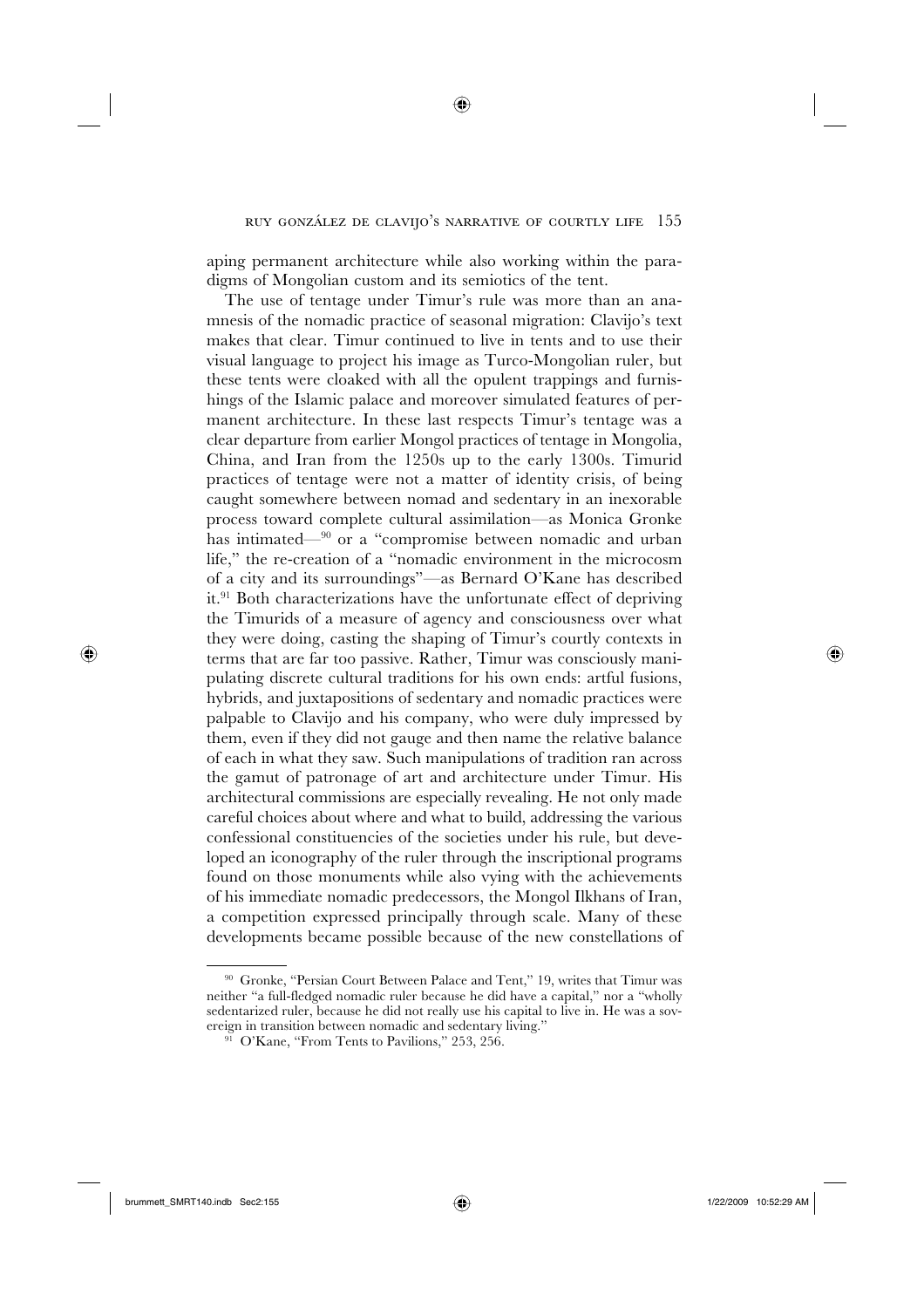aping permanent architecture while also working within the paradigms of Mongolian custom and its semiotics of the tent.

The use of tentage under Timur's rule was more than an anamnesis of the nomadic practice of seasonal migration: Clavijo's text makes that clear. Timur continued to live in tents and to use their visual language to project his image as Turco-Mongolian ruler, but these tents were cloaked with all the opulent trappings and furnishings of the Islamic palace and moreover simulated features of permanent architecture. In these last respects Timur's tentage was a clear departure from earlier Mongol practices of tentage in Mongolia, China, and Iran from the 1250s up to the early 1300s. Timurid practices of tentage were not a matter of identity crisis, of being caught somewhere between nomad and sedentary in an inexorable process toward complete cultural assimilation—as Monica Gronke has intimated—[90] or a "compromise between nomadic and urban life," the re-creation of a "nomadic environment in the microcosm of a city and its surroundings"—as Bernard O'Kane has described it.[91] Both characterizations have the unfortunate effect of depriving the Timurids of a measure of agency and consciousness over what they were doing, casting the shaping of Timur's courtly contexts in terms that are far too passive. Rather, Timur was consciously manipulating discrete cultural traditions for his own ends: artful fusions, hybrids, and juxtapositions of sedentary and nomadic practices were palpable to Clavijo and his company, who were duly impressed by them, even if they did not gauge and then name the relative balance of each in what they saw. Such manipulations of tradition ran across the gamut of patronage of art and architecture under Timur. His architectural commissions are especially revealing. He not only made careful choices about where and what to build, addressing the various confessional constituencies of the societies under his rule, but developed an iconography of the ruler through the inscriptional programs found on those monuments while also vying with the achievements of his immediate nomadic predecessors, the Mongol Ilkhans of Iran, a competition expressed principally through scale. Many of these developments became possible because of the new constellations of

---

[90] Gronke, "Persian Court Between Palace and Tent," 19, writes that Timur was neither "a full-fledged nomadic ruler because he did have a capital," nor a "wholly sedentarized ruler, because he did not really use his capital to live in. He was a sovereign in transition between nomadic and sedentary living."

[91] O'Kane, "From Tents to Pavilions," 253, 256.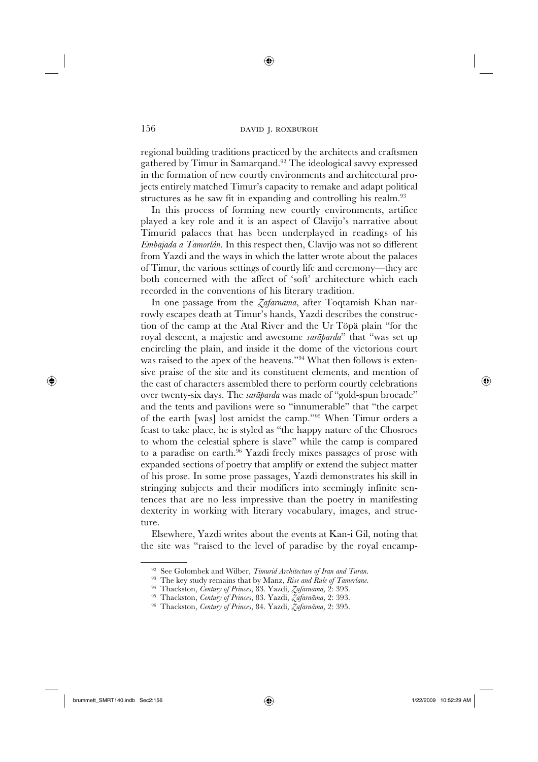regional building traditions practiced by the architects and craftsmen gathered by Timur in Samarqand.[92] The ideological savvy expressed in the formation of new courtly environments and architectural projects entirely matched Timur's capacity to remake and adapt political structures as he saw fit in expanding and controlling his realm.[93]

In this process of forming new courtly environments, artifice played a key role and it is an aspect of Clavijo's narrative about Timurid palaces that has been underplayed in readings of his *Embajada a Tamorlán*. In this respect then, Clavijo was not so different from Yazdi and the ways in which the latter wrote about the palaces of Timur, the various settings of courtly life and ceremony—they are both concerned with the affect of 'soft' architecture which each recorded in the conventions of his literary tradition.

In one passage from the *Ẓafarnāma*, after Toqtamish Khan narrowly escapes death at Timur's hands, Yazdi describes the construction of the camp at the Atal River and the Ur Töpä plain "for the royal descent, a majestic and awesome *sarāparda*" that "was set up encircling the plain, and inside it the dome of the victorious court was raised to the apex of the heavens."[94] What then follows is extensive praise of the site and its constituent elements, and mention of the cast of characters assembled there to perform courtly celebrations over twenty-six days. The *sarāparda* was made of "gold-spun brocade" and the tents and pavilions were so "innumerable" that "the carpet of the earth [was] lost amidst the camp."[95] When Timur orders a feast to take place, he is styled as "the happy nature of the Chosroes to whom the celestial sphere is slave" while the camp is compared to a paradise on earth.[96] Yazdi freely mixes passages of prose with expanded sections of poetry that amplify or extend the subject matter of his prose. In some prose passages, Yazdi demonstrates his skill in stringing subjects and their modifiers into seemingly infinite sentences that are no less impressive than the poetry in manifesting dexterity in working with literary vocabulary, images, and structure.

Elsewhere, Yazdi writes about the events at Kan-i Gil, noting that the site was "raised to the level of paradise by the royal encamp-

---

[92] See Golombek and Wilber, *Timurid Architecture of Iran and Turan*.

[93] The key study remains that by Manz, *Rise and Rule of Tamerlane*.

[94] Thackston, *Century of Princes*, 83. Yazdi, *Ẓafarnāma*, 2: 393.

[95] Thackston, *Century of Princes*, 83. Yazdi, *Ẓafarnāma*, 2: 393.

[96] Thackston, *Century of Princes*, 84. Yazdi, *Ẓafarnāma*, 2: 395.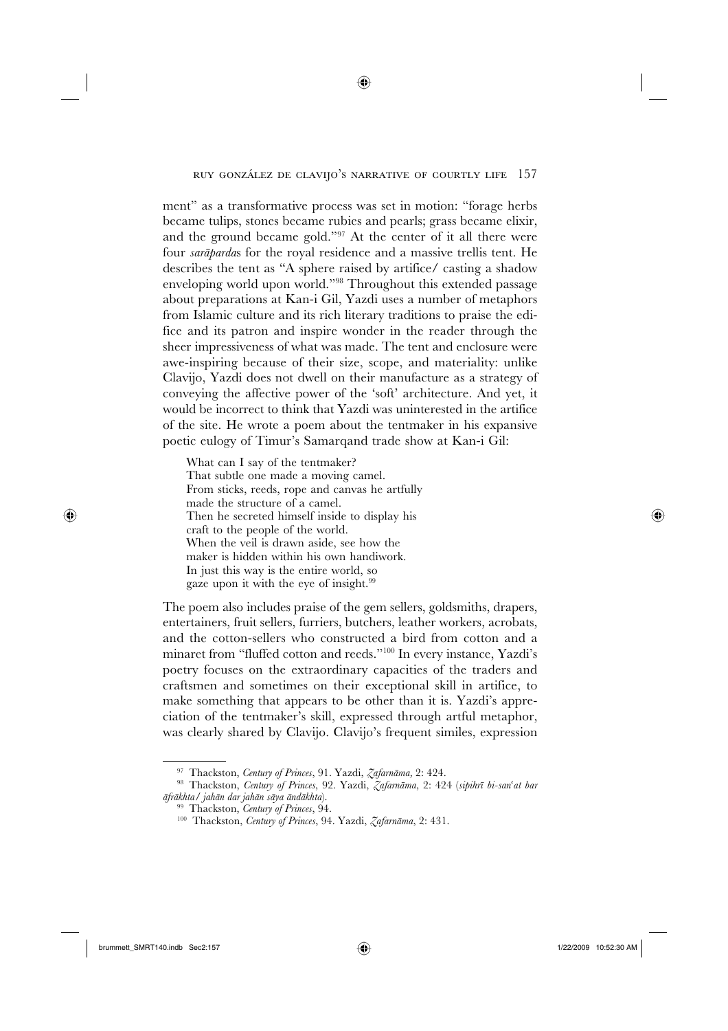ment" as a transformative process was set in motion: "forage herbs became tulips, stones became rubies and pearls; grass became elixir, and the ground became gold."[97] At the center of it all there were four *sarāparda*s for the royal residence and a massive trellis tent. He describes the tent as "A sphere raised by artifice/ casting a shadow enveloping world upon world."[98] Throughout this extended passage about preparations at Kan-i Gil, Yazdi uses a number of metaphors from Islamic culture and its rich literary traditions to praise the edifice and its patron and inspire wonder in the reader through the sheer impressiveness of what was made. The tent and enclosure were awe-inspiring because of their size, scope, and materiality: unlike Clavijo, Yazdi does not dwell on their manufacture as a strategy of conveying the affective power of the 'soft' architecture. And yet, it would be incorrect to think that Yazdi was uninterested in the artifice of the site. He wrote a poem about the tentmaker in his expansive poetic eulogy of Timur's Samarqand trade show at Kan-i Gil:

> What can I say of the tentmaker?
> That subtle one made a moving camel.
> From sticks, reeds, rope and canvas he artfully made the structure of a camel.
> Then he secreted himself inside to display his craft to the people of the world.
> When the veil is drawn aside, see how the maker is hidden within his own handiwork.
> In just this way is the entire world, so gaze upon it with the eye of insight.[99]

The poem also includes praise of the gem sellers, goldsmiths, drapers, entertainers, fruit sellers, furriers, butchers, leather workers, acrobats, and the cotton-sellers who constructed a bird from cotton and a minaret from "fluffed cotton and reeds."[100] In every instance, Yazdi's poetry focuses on the extraordinary capacities of the traders and craftsmen and sometimes on their exceptional skill in artifice, to make something that appears to be other than it is. Yazdi's appreciation of the tentmaker's skill, expressed through artful metaphor, was clearly shared by Clavijo. Clavijo's frequent similes, expression

---

[97] Thackston, *Century of Princes*, 91. Yazdi, *Zafarnāma*, 2: 424.

[98] Thackston, *Century of Princes*, 92. Yazdi, *Zafarnāma*, 2: 424 (*sipihrī bi-sanʿat bar āfrākhta/ jahān dar jahān sāya āndākhta*).

[99] Thackston, *Century of Princes*, 94.

[100] Thackston, *Century of Princes*, 94. Yazdi, *Zafarnāma*, 2: 431.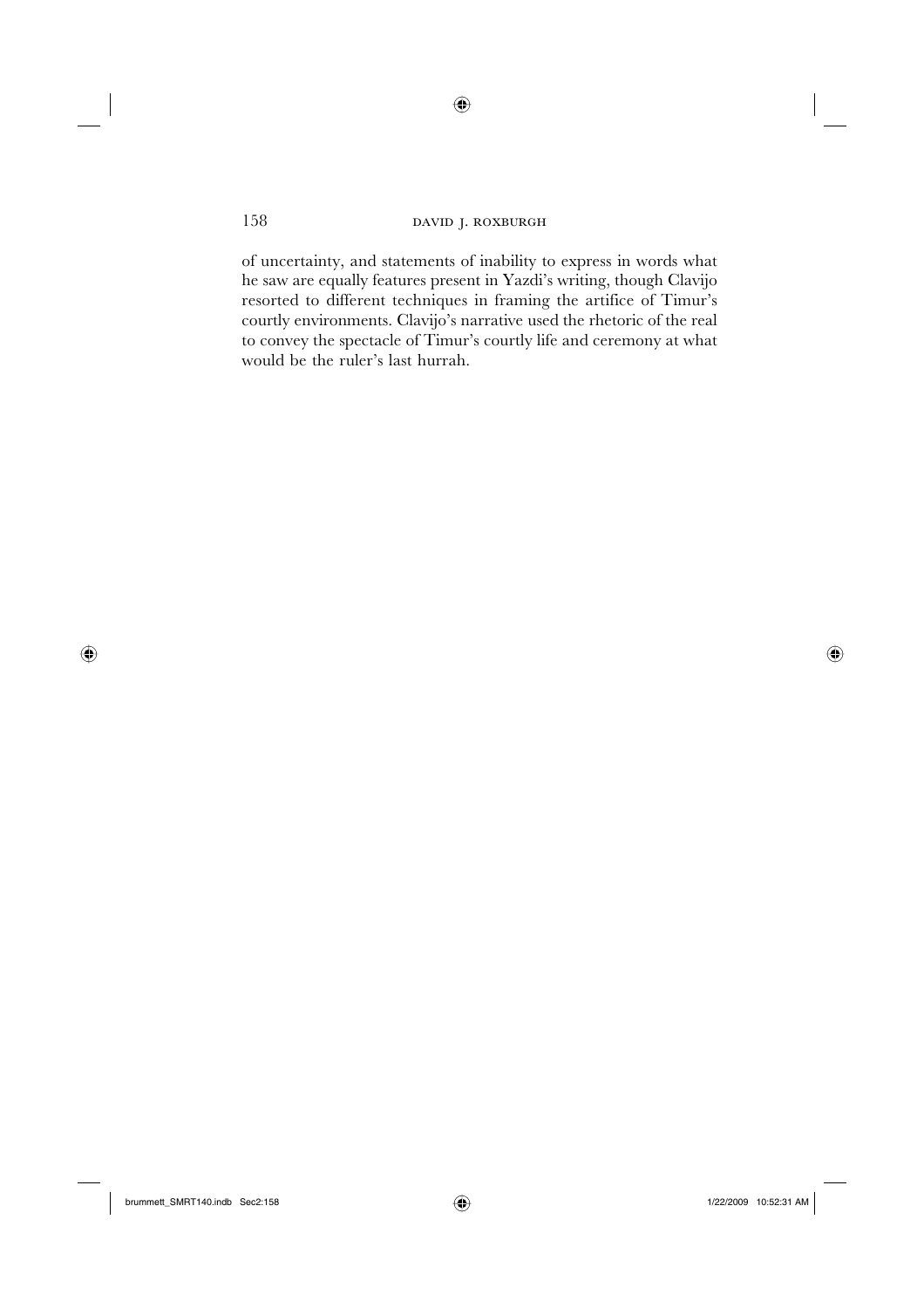of uncertainty, and statements of inability to express in words what he saw are equally features present in Yazdi's writing, though Clavijo resorted to different techniques in framing the artifice of Timur's courtly environments. Clavijo's narrative used the rhetoric of the real to convey the spectacle of Timur's courtly life and ceremony at what would be the ruler's last hurrah.